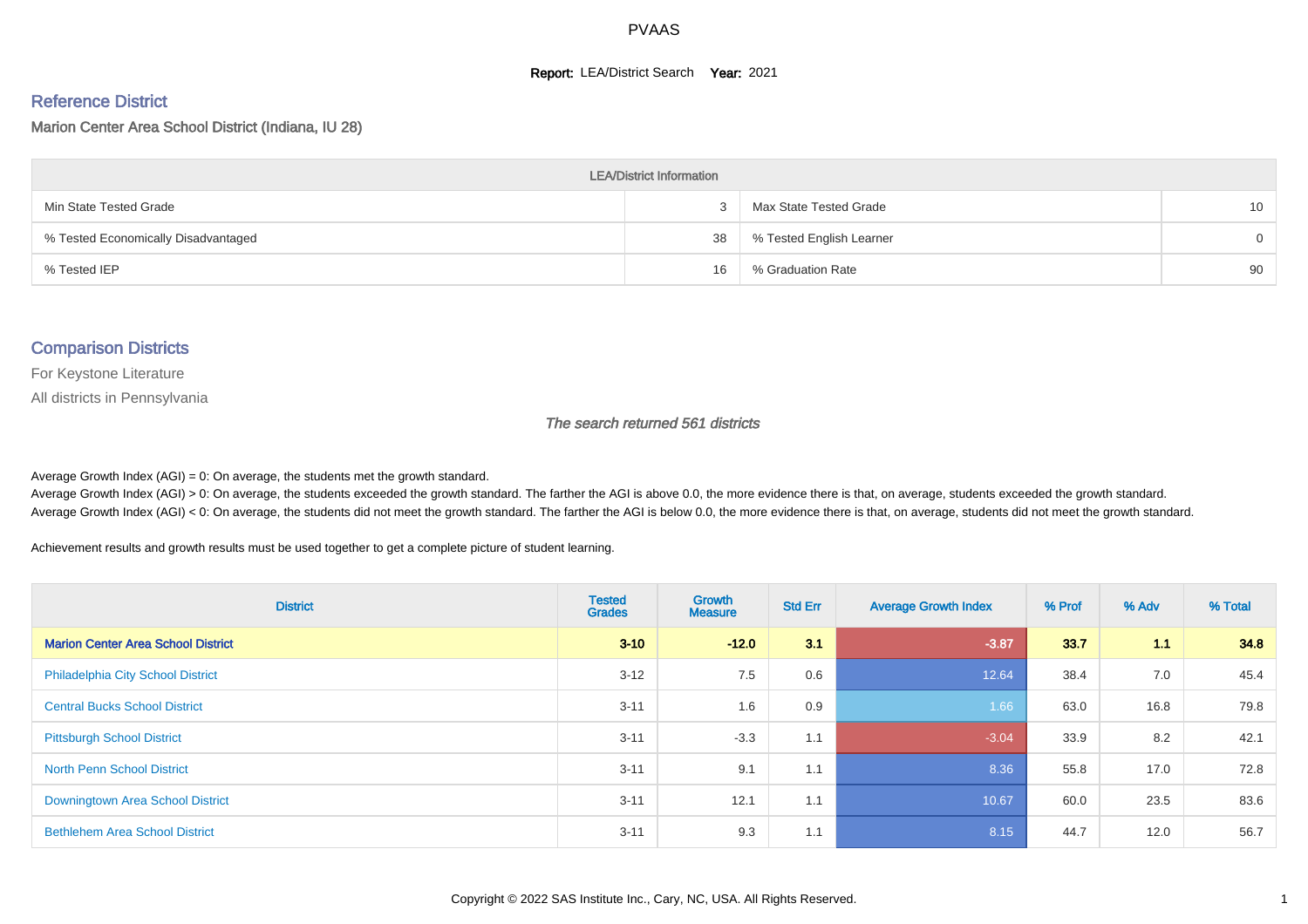# PVAAS

**Report:** LEA/District Search **Year:** 2021

## Reference District

Marion Center Area School District (Indiana, IU 28)

| LEA/District Information | | | |
|---|---|---|---|
| Min State Tested Grade | 3 | Max State Tested Grade | 10 |
| % Tested Economically Disadvantaged | 38 | % Tested English Learner | 0 |
| % Tested IEP | 16 | % Graduation Rate | 90 |

## Comparison Districts

For Keystone Literature

All districts in Pennsylvania

*The search returned 561 districts*

Average Growth Index (AGI) = 0: On average, the students met the growth standard.
Average Growth Index (AGI) > 0: On average, the students exceeded the growth standard. The farther the AGI is above 0.0, the more evidence there is that, on average, students exceeded the growth standard.
Average Growth Index (AGI) < 0: On average, the students did not meet the growth standard. The farther the AGI is below 0.0, the more evidence there is that, on average, students did not meet the growth standard.

Achievement results and growth results must be used together to get a complete picture of student learning.

| District | Tested Grades | Growth Measure | Std Err | Average Growth Index | % Prof | % Adv | % Total |
|---|---|---|---|---|---|---|---|
| **Marion Center Area School District** | **3-10** | **-12.0** | **3.1** | **-3.87** | **33.7** | **1.1** | **34.8** |
| Philadelphia City School District | 3-12 | 7.5 | 0.6 | 12.64 | 38.4 | 7.0 | 45.4 |
| Central Bucks School District | 3-11 | 1.6 | 0.9 | 1.66 | 63.0 | 16.8 | 79.8 |
| Pittsburgh School District | 3-11 | -3.3 | 1.1 | -3.04 | 33.9 | 8.2 | 42.1 |
| North Penn School District | 3-11 | 9.1 | 1.1 | 8.36 | 55.8 | 17.0 | 72.8 |
| Downingtown Area School District | 3-11 | 12.1 | 1.1 | 10.67 | 60.0 | 23.5 | 83.6 |
| Bethlehem Area School District | 3-11 | 9.3 | 1.1 | 8.15 | 44.7 | 12.0 | 56.7 |

Copyright © 2022 SAS Institute Inc., Cary, NC, USA. All Rights Reserved.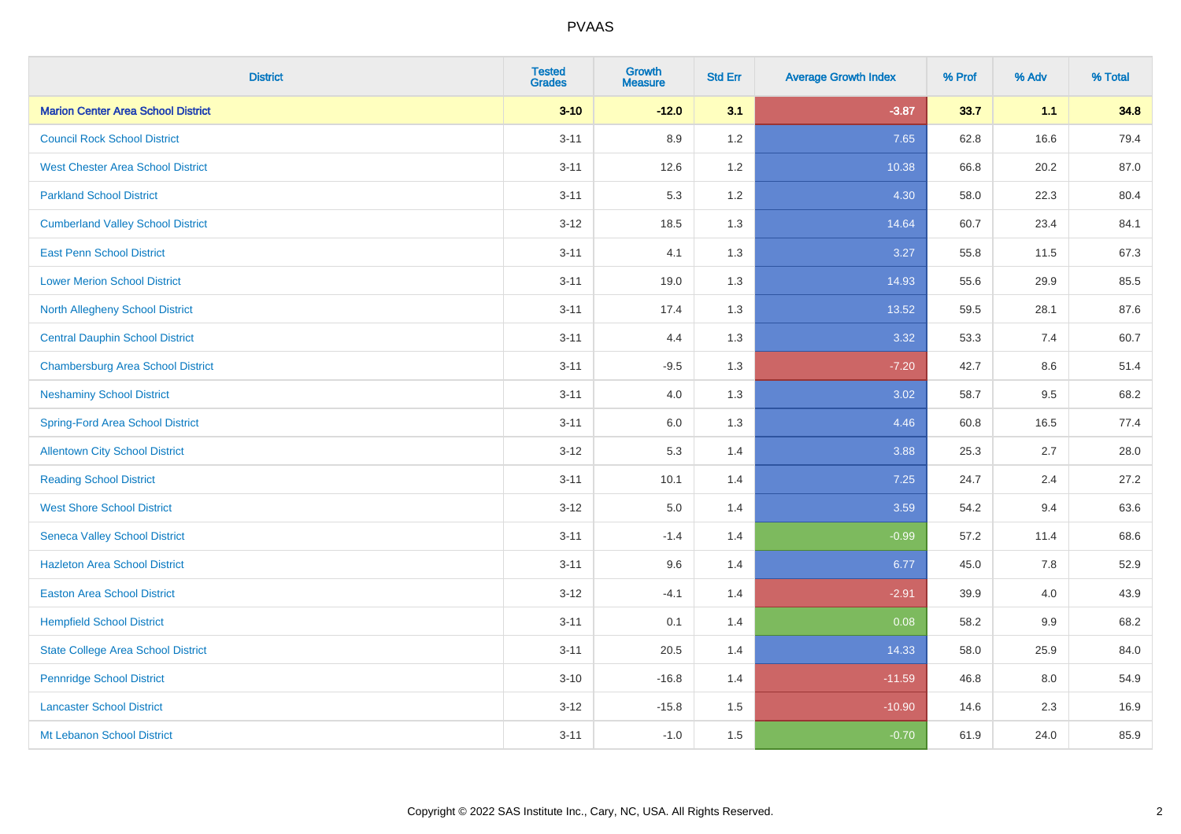| District | Tested Grades | Growth Measure | Std Err | Average Growth Index | % Prof | % Adv | % Total |
|---|---|---|---|---|---|---|---|
| **Marion Center Area School District** | **3-10** | **-12.0** | **3.1** | **-3.87** | **33.7** | **1.1** | **34.8** |
| Council Rock School District | 3-11 | 8.9 | 1.2 | 7.65 | 62.8 | 16.6 | 79.4 |
| West Chester Area School District | 3-11 | 12.6 | 1.2 | 10.38 | 66.8 | 20.2 | 87.0 |
| Parkland School District | 3-11 | 5.3 | 1.2 | 4.30 | 58.0 | 22.3 | 80.4 |
| Cumberland Valley School District | 3-12 | 18.5 | 1.3 | 14.64 | 60.7 | 23.4 | 84.1 |
| East Penn School District | 3-11 | 4.1 | 1.3 | 3.27 | 55.8 | 11.5 | 67.3 |
| Lower Merion School District | 3-11 | 19.0 | 1.3 | 14.93 | 55.6 | 29.9 | 85.5 |
| North Allegheny School District | 3-11 | 17.4 | 1.3 | 13.52 | 59.5 | 28.1 | 87.6 |
| Central Dauphin School District | 3-11 | 4.4 | 1.3 | 3.32 | 53.3 | 7.4 | 60.7 |
| Chambersburg Area School District | 3-11 | -9.5 | 1.3 | -7.20 | 42.7 | 8.6 | 51.4 |
| Neshaminy School District | 3-11 | 4.0 | 1.3 | 3.02 | 58.7 | 9.5 | 68.2 |
| Spring-Ford Area School District | 3-11 | 6.0 | 1.3 | 4.46 | 60.8 | 16.5 | 77.4 |
| Allentown City School District | 3-12 | 5.3 | 1.4 | 3.88 | 25.3 | 2.7 | 28.0 |
| Reading School District | 3-11 | 10.1 | 1.4 | 7.25 | 24.7 | 2.4 | 27.2 |
| West Shore School District | 3-12 | 5.0 | 1.4 | 3.59 | 54.2 | 9.4 | 63.6 |
| Seneca Valley School District | 3-11 | -1.4 | 1.4 | -0.99 | 57.2 | 11.4 | 68.6 |
| Hazleton Area School District | 3-11 | 9.6 | 1.4 | 6.77 | 45.0 | 7.8 | 52.9 |
| Easton Area School District | 3-12 | -4.1 | 1.4 | -2.91 | 39.9 | 4.0 | 43.9 |
| Hempfield School District | 3-11 | 0.1 | 1.4 | 0.08 | 58.2 | 9.9 | 68.2 |
| State College Area School District | 3-11 | 20.5 | 1.4 | 14.33 | 58.0 | 25.9 | 84.0 |
| Pennridge School District | 3-10 | -16.8 | 1.4 | -11.59 | 46.8 | 8.0 | 54.9 |
| Lancaster School District | 3-12 | -15.8 | 1.5 | -10.90 | 14.6 | 2.3 | 16.9 |
| Mt Lebanon School District | 3-11 | -1.0 | 1.5 | -0.70 | 61.9 | 24.0 | 85.9 |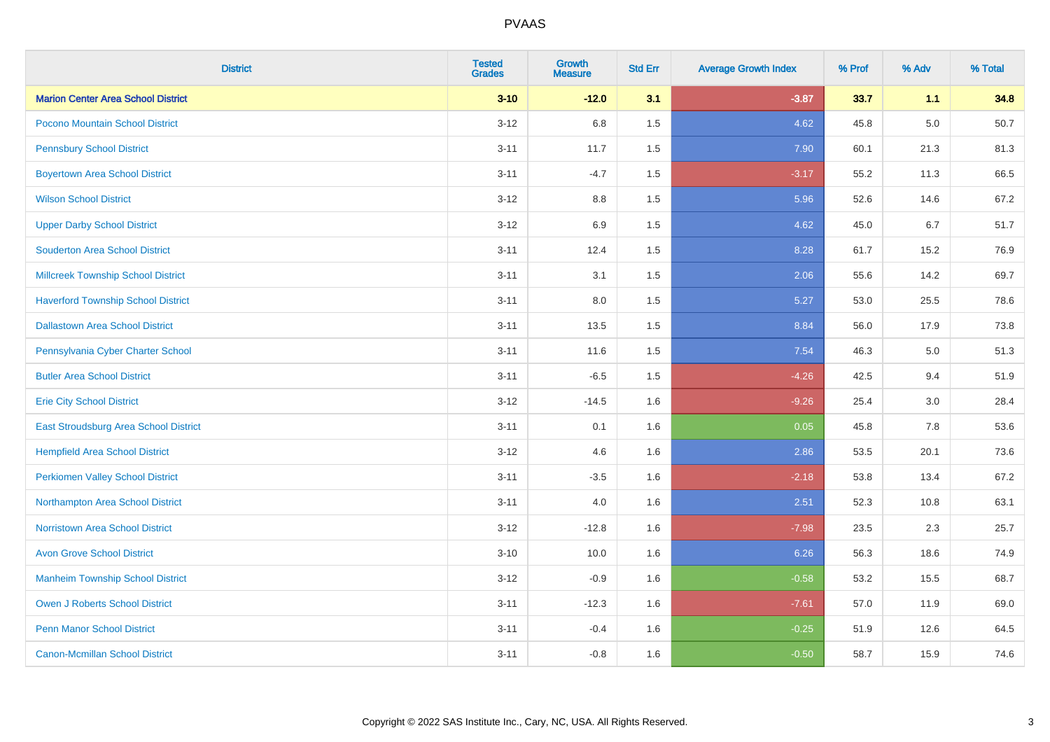| District | Tested Grades | Growth Measure | Std Err | Average Growth Index | % Prof | % Adv | % Total |
|---|---|---|---|---|---|---|---|
| **Marion Center Area School District** | **3-10** | **-12.0** | **3.1** | **-3.87** | **33.7** | **1.1** | **34.8** |
| Pocono Mountain School District | 3-12 | 6.8 | 1.5 | 4.62 | 45.8 | 5.0 | 50.7 |
| Pennsbury School District | 3-11 | 11.7 | 1.5 | 7.90 | 60.1 | 21.3 | 81.3 |
| Boyertown Area School District | 3-11 | -4.7 | 1.5 | -3.17 | 55.2 | 11.3 | 66.5 |
| Wilson School District | 3-12 | 8.8 | 1.5 | 5.96 | 52.6 | 14.6 | 67.2 |
| Upper Darby School District | 3-12 | 6.9 | 1.5 | 4.62 | 45.0 | 6.7 | 51.7 |
| Souderton Area School District | 3-11 | 12.4 | 1.5 | 8.28 | 61.7 | 15.2 | 76.9 |
| Millcreek Township School District | 3-11 | 3.1 | 1.5 | 2.06 | 55.6 | 14.2 | 69.7 |
| Haverford Township School District | 3-11 | 8.0 | 1.5 | 5.27 | 53.0 | 25.5 | 78.6 |
| Dallastown Area School District | 3-11 | 13.5 | 1.5 | 8.84 | 56.0 | 17.9 | 73.8 |
| Pennsylvania Cyber Charter School | 3-11 | 11.6 | 1.5 | 7.54 | 46.3 | 5.0 | 51.3 |
| Butler Area School District | 3-11 | -6.5 | 1.5 | -4.26 | 42.5 | 9.4 | 51.9 |
| Erie City School District | 3-12 | -14.5 | 1.6 | -9.26 | 25.4 | 3.0 | 28.4 |
| East Stroudsburg Area School District | 3-11 | 0.1 | 1.6 | 0.05 | 45.8 | 7.8 | 53.6 |
| Hempfield Area School District | 3-12 | 4.6 | 1.6 | 2.86 | 53.5 | 20.1 | 73.6 |
| Perkiomen Valley School District | 3-11 | -3.5 | 1.6 | -2.18 | 53.8 | 13.4 | 67.2 |
| Northampton Area School District | 3-11 | 4.0 | 1.6 | 2.51 | 52.3 | 10.8 | 63.1 |
| Norristown Area School District | 3-12 | -12.8 | 1.6 | -7.98 | 23.5 | 2.3 | 25.7 |
| Avon Grove School District | 3-10 | 10.0 | 1.6 | 6.26 | 56.3 | 18.6 | 74.9 |
| Manheim Township School District | 3-12 | -0.9 | 1.6 | -0.58 | 53.2 | 15.5 | 68.7 |
| Owen J Roberts School District | 3-11 | -12.3 | 1.6 | -7.61 | 57.0 | 11.9 | 69.0 |
| Penn Manor School District | 3-11 | -0.4 | 1.6 | -0.25 | 51.9 | 12.6 | 64.5 |
| Canon-Mcmillan School District | 3-11 | -0.8 | 1.6 | -0.50 | 58.7 | 15.9 | 74.6 |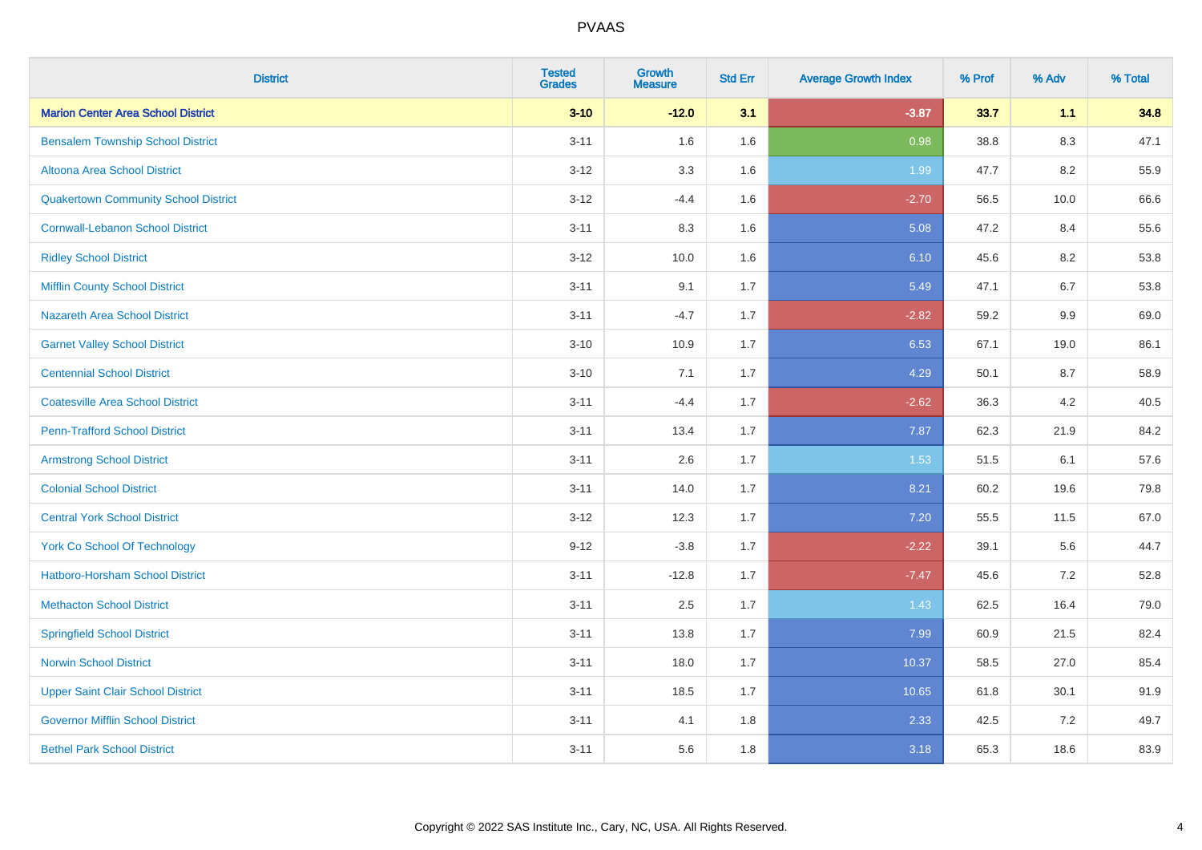# PVAAS

| District | Tested Grades | Growth Measure | Std Err | Average Growth Index | % Prof | % Adv | % Total |
|---|---|---|---|---|---|---|---|
| **Marion Center Area School District** | **3-10** | **-12.0** | **3.1** | **-3.87** | **33.7** | **1.1** | **34.8** |
| Bensalem Township School District | 3-11 | 1.6 | 1.6 | 0.98 | 38.8 | 8.3 | 47.1 |
| Altoona Area School District | 3-12 | 3.3 | 1.6 | 1.99 | 47.7 | 8.2 | 55.9 |
| Quakertown Community School District | 3-12 | -4.4 | 1.6 | -2.70 | 56.5 | 10.0 | 66.6 |
| Cornwall-Lebanon School District | 3-11 | 8.3 | 1.6 | 5.08 | 47.2 | 8.4 | 55.6 |
| Ridley School District | 3-12 | 10.0 | 1.6 | 6.10 | 45.6 | 8.2 | 53.8 |
| Mifflin County School District | 3-11 | 9.1 | 1.7 | 5.49 | 47.1 | 6.7 | 53.8 |
| Nazareth Area School District | 3-11 | -4.7 | 1.7 | -2.82 | 59.2 | 9.9 | 69.0 |
| Garnet Valley School District | 3-10 | 10.9 | 1.7 | 6.53 | 67.1 | 19.0 | 86.1 |
| Centennial School District | 3-10 | 7.1 | 1.7 | 4.29 | 50.1 | 8.7 | 58.9 |
| Coatesville Area School District | 3-11 | -4.4 | 1.7 | -2.62 | 36.3 | 4.2 | 40.5 |
| Penn-Trafford School District | 3-11 | 13.4 | 1.7 | 7.87 | 62.3 | 21.9 | 84.2 |
| Armstrong School District | 3-11 | 2.6 | 1.7 | 1.53 | 51.5 | 6.1 | 57.6 |
| Colonial School District | 3-11 | 14.0 | 1.7 | 8.21 | 60.2 | 19.6 | 79.8 |
| Central York School District | 3-12 | 12.3 | 1.7 | 7.20 | 55.5 | 11.5 | 67.0 |
| York Co School Of Technology | 9-12 | -3.8 | 1.7 | -2.22 | 39.1 | 5.6 | 44.7 |
| Hatboro-Horsham School District | 3-11 | -12.8 | 1.7 | -7.47 | 45.6 | 7.2 | 52.8 |
| Methacton School District | 3-11 | 2.5 | 1.7 | 1.43 | 62.5 | 16.4 | 79.0 |
| Springfield School District | 3-11 | 13.8 | 1.7 | 7.99 | 60.9 | 21.5 | 82.4 |
| Norwin School District | 3-11 | 18.0 | 1.7 | 10.37 | 58.5 | 27.0 | 85.4 |
| Upper Saint Clair School District | 3-11 | 18.5 | 1.7 | 10.65 | 61.8 | 30.1 | 91.9 |
| Governor Mifflin School District | 3-11 | 4.1 | 1.8 | 2.33 | 42.5 | 7.2 | 49.7 |
| Bethel Park School District | 3-11 | 5.6 | 1.8 | 3.18 | 65.3 | 18.6 | 83.9 |

Copyright © 2022 SAS Institute Inc., Cary, NC, USA. All Rights Reserved.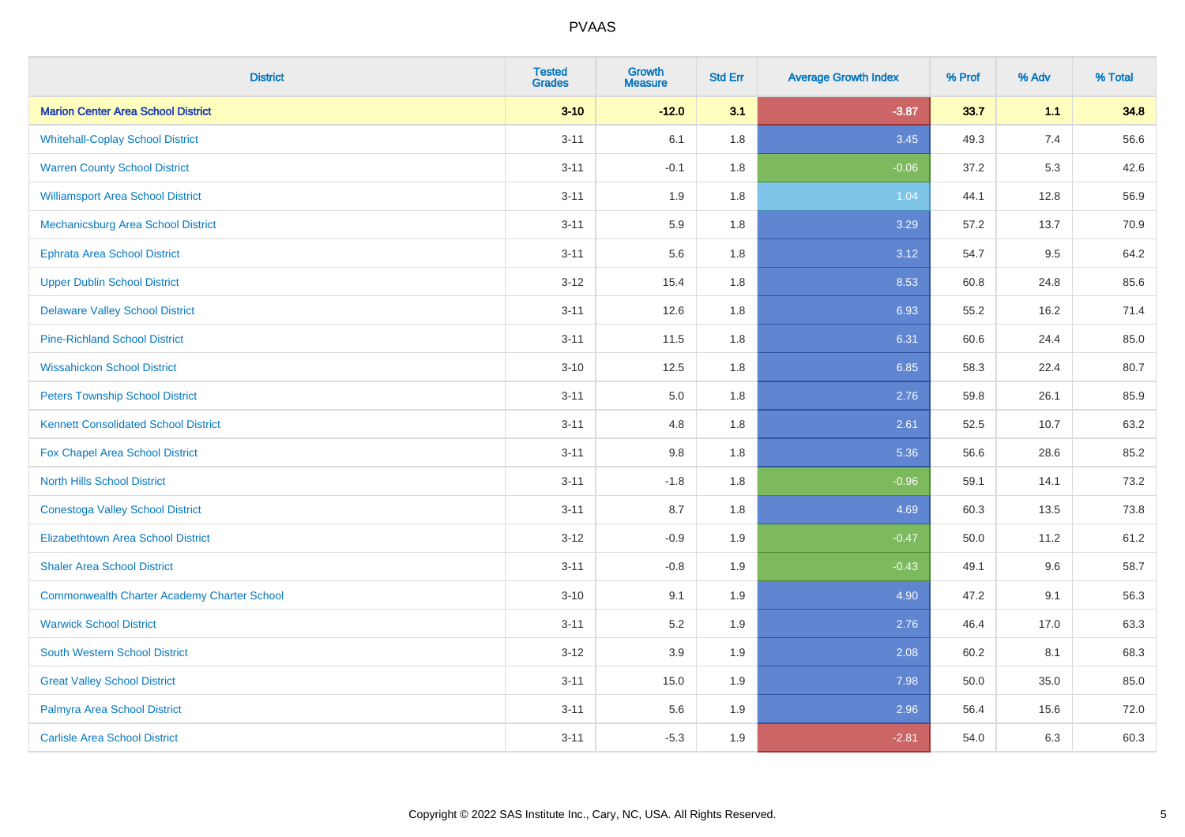# PVAAS

| District | Tested Grades | Growth Measure | Std Err | Average Growth Index | % Prof | % Adv | % Total |
|---|---|---|---|---|---|---|---|
| **Marion Center Area School District** | **3-10** | **-12.0** | **3.1** | **-3.87** | **33.7** | **1.1** | **34.8** |
| Whitehall-Coplay School District | 3-11 | 6.1 | 1.8 | 3.45 | 49.3 | 7.4 | 56.6 |
| Warren County School District | 3-11 | -0.1 | 1.8 | -0.06 | 37.2 | 5.3 | 42.6 |
| Williamsport Area School District | 3-11 | 1.9 | 1.8 | 1.04 | 44.1 | 12.8 | 56.9 |
| Mechanicsburg Area School District | 3-11 | 5.9 | 1.8 | 3.29 | 57.2 | 13.7 | 70.9 |
| Ephrata Area School District | 3-11 | 5.6 | 1.8 | 3.12 | 54.7 | 9.5 | 64.2 |
| Upper Dublin School District | 3-12 | 15.4 | 1.8 | 8.53 | 60.8 | 24.8 | 85.6 |
| Delaware Valley School District | 3-11 | 12.6 | 1.8 | 6.93 | 55.2 | 16.2 | 71.4 |
| Pine-Richland School District | 3-11 | 11.5 | 1.8 | 6.31 | 60.6 | 24.4 | 85.0 |
| Wissahickon School District | 3-10 | 12.5 | 1.8 | 6.85 | 58.3 | 22.4 | 80.7 |
| Peters Township School District | 3-11 | 5.0 | 1.8 | 2.76 | 59.8 | 26.1 | 85.9 |
| Kennett Consolidated School District | 3-11 | 4.8 | 1.8 | 2.61 | 52.5 | 10.7 | 63.2 |
| Fox Chapel Area School District | 3-11 | 9.8 | 1.8 | 5.36 | 56.6 | 28.6 | 85.2 |
| North Hills School District | 3-11 | -1.8 | 1.8 | -0.96 | 59.1 | 14.1 | 73.2 |
| Conestoga Valley School District | 3-11 | 8.7 | 1.8 | 4.69 | 60.3 | 13.5 | 73.8 |
| Elizabethtown Area School District | 3-12 | -0.9 | 1.9 | -0.47 | 50.0 | 11.2 | 61.2 |
| Shaler Area School District | 3-11 | -0.8 | 1.9 | -0.43 | 49.1 | 9.6 | 58.7 |
| Commonwealth Charter Academy Charter School | 3-10 | 9.1 | 1.9 | 4.90 | 47.2 | 9.1 | 56.3 |
| Warwick School District | 3-11 | 5.2 | 1.9 | 2.76 | 46.4 | 17.0 | 63.3 |
| South Western School District | 3-12 | 3.9 | 1.9 | 2.08 | 60.2 | 8.1 | 68.3 |
| Great Valley School District | 3-11 | 15.0 | 1.9 | 7.98 | 50.0 | 35.0 | 85.0 |
| Palmyra Area School District | 3-11 | 5.6 | 1.9 | 2.96 | 56.4 | 15.6 | 72.0 |
| Carlisle Area School District | 3-11 | -5.3 | 1.9 | -2.81 | 54.0 | 6.3 | 60.3 |

Copyright © 2022 SAS Institute Inc., Cary, NC, USA. All Rights Reserved.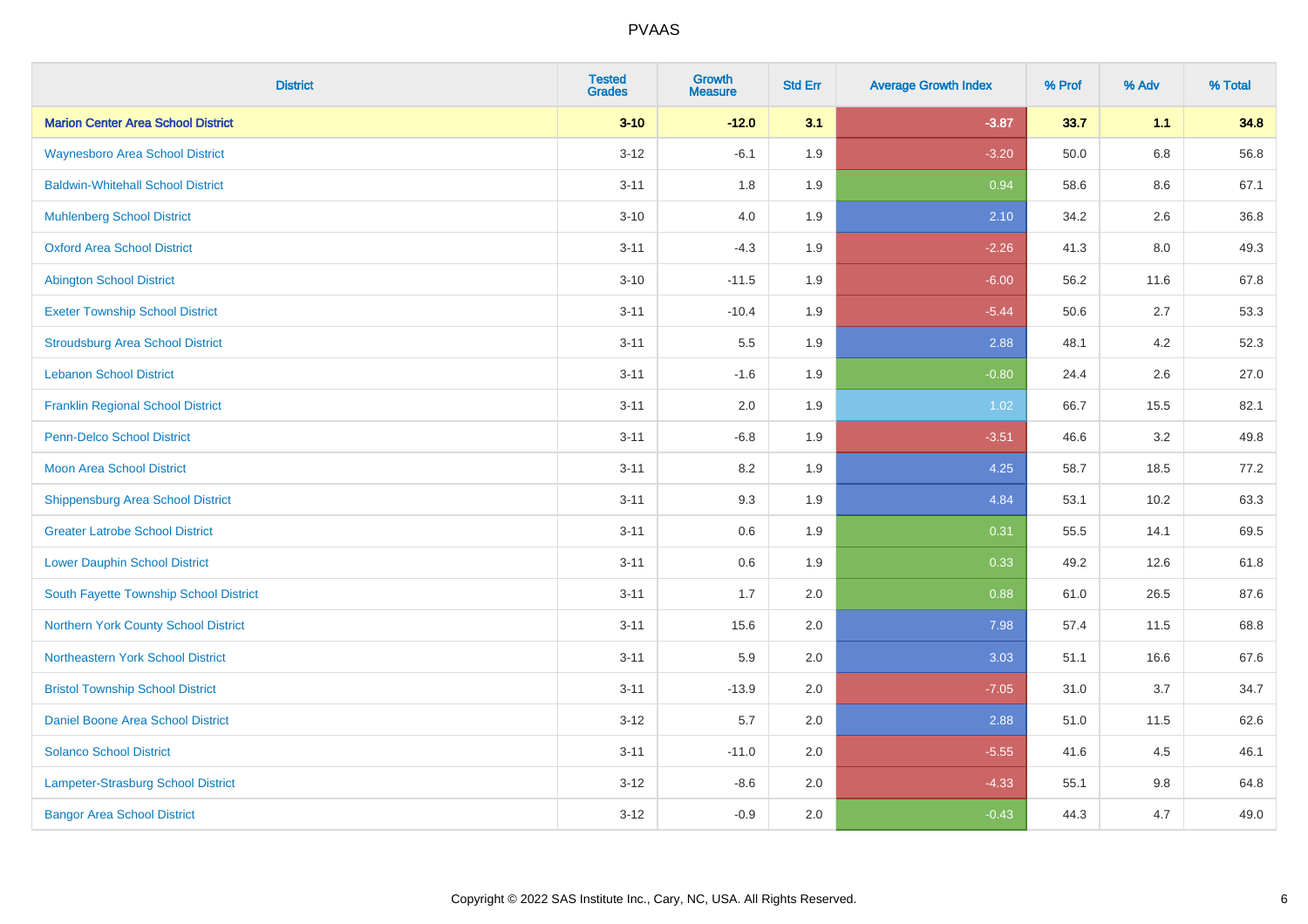# PVAAS

| District | Tested Grades | Growth Measure | Std Err | Average Growth Index | % Prof | % Adv | % Total |
|---|---|---|---|---|---|---|---|
| **Marion Center Area School District** | **3-10** | **-12.0** | **3.1** | **-3.87** | **33.7** | **1.1** | **34.8** |
| Waynesboro Area School District | 3-12 | -6.1 | 1.9 | -3.20 | 50.0 | 6.8 | 56.8 |
| Baldwin-Whitehall School District | 3-11 | 1.8 | 1.9 | 0.94 | 58.6 | 8.6 | 67.1 |
| Muhlenberg School District | 3-10 | 4.0 | 1.9 | 2.10 | 34.2 | 2.6 | 36.8 |
| Oxford Area School District | 3-11 | -4.3 | 1.9 | -2.26 | 41.3 | 8.0 | 49.3 |
| Abington School District | 3-10 | -11.5 | 1.9 | -6.00 | 56.2 | 11.6 | 67.8 |
| Exeter Township School District | 3-11 | -10.4 | 1.9 | -5.44 | 50.6 | 2.7 | 53.3 |
| Stroudsburg Area School District | 3-11 | 5.5 | 1.9 | 2.88 | 48.1 | 4.2 | 52.3 |
| Lebanon School District | 3-11 | -1.6 | 1.9 | -0.80 | 24.4 | 2.6 | 27.0 |
| Franklin Regional School District | 3-11 | 2.0 | 1.9 | 1.02 | 66.7 | 15.5 | 82.1 |
| Penn-Delco School District | 3-11 | -6.8 | 1.9 | -3.51 | 46.6 | 3.2 | 49.8 |
| Moon Area School District | 3-11 | 8.2 | 1.9 | 4.25 | 58.7 | 18.5 | 77.2 |
| Shippensburg Area School District | 3-11 | 9.3 | 1.9 | 4.84 | 53.1 | 10.2 | 63.3 |
| Greater Latrobe School District | 3-11 | 0.6 | 1.9 | 0.31 | 55.5 | 14.1 | 69.5 |
| Lower Dauphin School District | 3-11 | 0.6 | 1.9 | 0.33 | 49.2 | 12.6 | 61.8 |
| South Fayette Township School District | 3-11 | 1.7 | 2.0 | 0.88 | 61.0 | 26.5 | 87.6 |
| Northern York County School District | 3-11 | 15.6 | 2.0 | 7.98 | 57.4 | 11.5 | 68.8 |
| Northeastern York School District | 3-11 | 5.9 | 2.0 | 3.03 | 51.1 | 16.6 | 67.6 |
| Bristol Township School District | 3-11 | -13.9 | 2.0 | -7.05 | 31.0 | 3.7 | 34.7 |
| Daniel Boone Area School District | 3-12 | 5.7 | 2.0 | 2.88 | 51.0 | 11.5 | 62.6 |
| Solanco School District | 3-11 | -11.0 | 2.0 | -5.55 | 41.6 | 4.5 | 46.1 |
| Lampeter-Strasburg School District | 3-12 | -8.6 | 2.0 | -4.33 | 55.1 | 9.8 | 64.8 |
| Bangor Area School District | 3-12 | -0.9 | 2.0 | -0.43 | 44.3 | 4.7 | 49.0 |

Copyright © 2022 SAS Institute Inc., Cary, NC, USA. All Rights Reserved.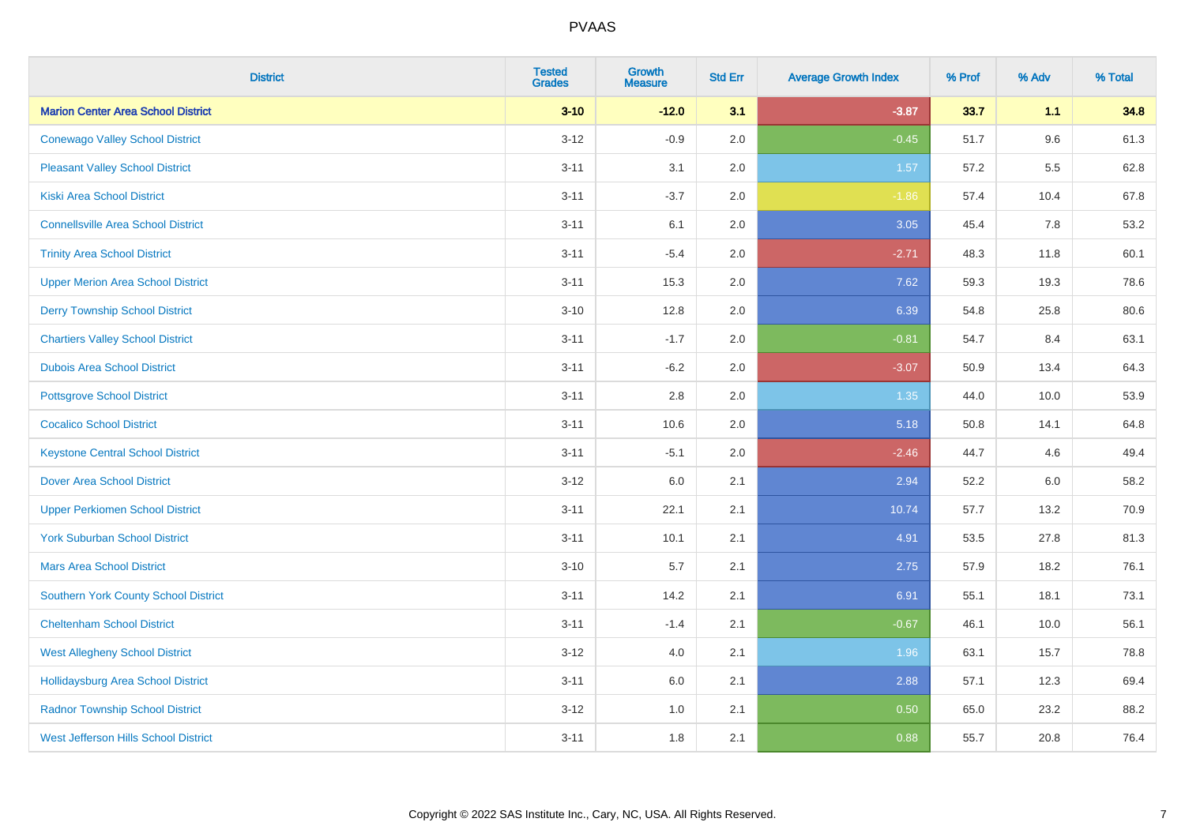# PVAAS

| District | Tested Grades | Growth Measure | Std Err | Average Growth Index | % Prof | % Adv | % Total |
|---|---|---|---|---|---|---|---|
| **Marion Center Area School District** | **3-10** | **-12.0** | **3.1** | **-3.87** | **33.7** | **1.1** | **34.8** |
| Conewago Valley School District | 3-12 | -0.9 | 2.0 | -0.45 | 51.7 | 9.6 | 61.3 |
| Pleasant Valley School District | 3-11 | 3.1 | 2.0 | 1.57 | 57.2 | 5.5 | 62.8 |
| Kiski Area School District | 3-11 | -3.7 | 2.0 | -1.86 | 57.4 | 10.4 | 67.8 |
| Connellsville Area School District | 3-11 | 6.1 | 2.0 | 3.05 | 45.4 | 7.8 | 53.2 |
| Trinity Area School District | 3-11 | -5.4 | 2.0 | -2.71 | 48.3 | 11.8 | 60.1 |
| Upper Merion Area School District | 3-11 | 15.3 | 2.0 | 7.62 | 59.3 | 19.3 | 78.6 |
| Derry Township School District | 3-10 | 12.8 | 2.0 | 6.39 | 54.8 | 25.8 | 80.6 |
| Chartiers Valley School District | 3-11 | -1.7 | 2.0 | -0.81 | 54.7 | 8.4 | 63.1 |
| Dubois Area School District | 3-11 | -6.2 | 2.0 | -3.07 | 50.9 | 13.4 | 64.3 |
| Pottsgrove School District | 3-11 | 2.8 | 2.0 | 1.35 | 44.0 | 10.0 | 53.9 |
| Cocalico School District | 3-11 | 10.6 | 2.0 | 5.18 | 50.8 | 14.1 | 64.8 |
| Keystone Central School District | 3-11 | -5.1 | 2.0 | -2.46 | 44.7 | 4.6 | 49.4 |
| Dover Area School District | 3-12 | 6.0 | 2.1 | 2.94 | 52.2 | 6.0 | 58.2 |
| Upper Perkiomen School District | 3-11 | 22.1 | 2.1 | 10.74 | 57.7 | 13.2 | 70.9 |
| York Suburban School District | 3-11 | 10.1 | 2.1 | 4.91 | 53.5 | 27.8 | 81.3 |
| Mars Area School District | 3-10 | 5.7 | 2.1 | 2.75 | 57.9 | 18.2 | 76.1 |
| Southern York County School District | 3-11 | 14.2 | 2.1 | 6.91 | 55.1 | 18.1 | 73.1 |
| Cheltenham School District | 3-11 | -1.4 | 2.1 | -0.67 | 46.1 | 10.0 | 56.1 |
| West Allegheny School District | 3-12 | 4.0 | 2.1 | 1.96 | 63.1 | 15.7 | 78.8 |
| Hollidaysburg Area School District | 3-11 | 6.0 | 2.1 | 2.88 | 57.1 | 12.3 | 69.4 |
| Radnor Township School District | 3-12 | 1.0 | 2.1 | 0.50 | 65.0 | 23.2 | 88.2 |
| West Jefferson Hills School District | 3-11 | 1.8 | 2.1 | 0.88 | 55.7 | 20.8 | 76.4 |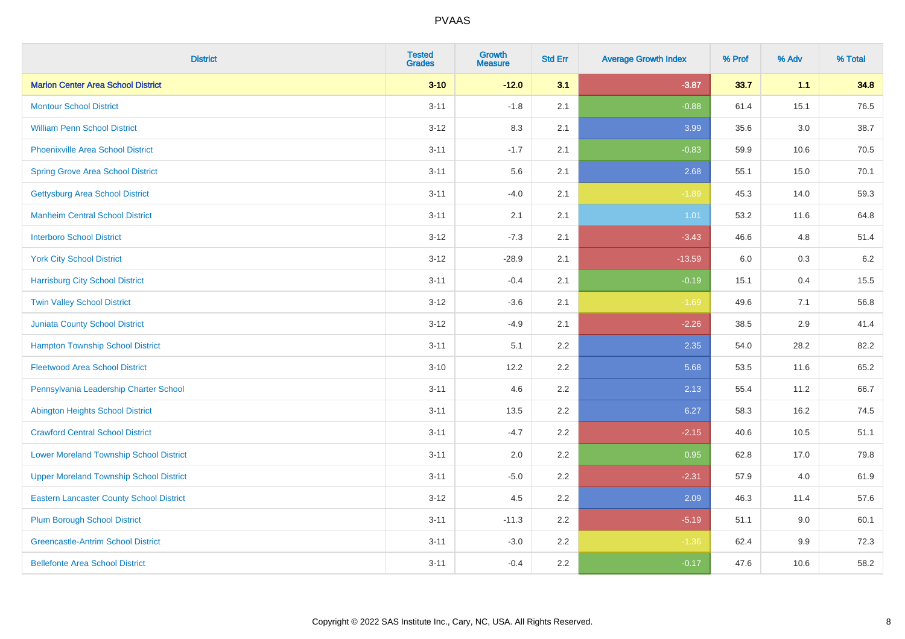# PVAAS

| District | Tested Grades | Growth Measure | Std Err | Average Growth Index | % Prof | % Adv | % Total |
|---|---|---|---|---|---|---|---|
| **Marion Center Area School District** | **3-10** | **-12.0** | **3.1** | **-3.87** | **33.7** | **1.1** | **34.8** |
| Montour School District | 3-11 | -1.8 | 2.1 | -0.88 | 61.4 | 15.1 | 76.5 |
| William Penn School District | 3-12 | 8.3 | 2.1 | 3.99 | 35.6 | 3.0 | 38.7 |
| Phoenixville Area School District | 3-11 | -1.7 | 2.1 | -0.83 | 59.9 | 10.6 | 70.5 |
| Spring Grove Area School District | 3-11 | 5.6 | 2.1 | 2.68 | 55.1 | 15.0 | 70.1 |
| Gettysburg Area School District | 3-11 | -4.0 | 2.1 | -1.89 | 45.3 | 14.0 | 59.3 |
| Manheim Central School District | 3-11 | 2.1 | 2.1 | 1.01 | 53.2 | 11.6 | 64.8 |
| Interboro School District | 3-12 | -7.3 | 2.1 | -3.43 | 46.6 | 4.8 | 51.4 |
| York City School District | 3-12 | -28.9 | 2.1 | -13.59 | 6.0 | 0.3 | 6.2 |
| Harrisburg City School District | 3-11 | -0.4 | 2.1 | -0.19 | 15.1 | 0.4 | 15.5 |
| Twin Valley School District | 3-12 | -3.6 | 2.1 | -1.69 | 49.6 | 7.1 | 56.8 |
| Juniata County School District | 3-12 | -4.9 | 2.1 | -2.26 | 38.5 | 2.9 | 41.4 |
| Hampton Township School District | 3-11 | 5.1 | 2.2 | 2.35 | 54.0 | 28.2 | 82.2 |
| Fleetwood Area School District | 3-10 | 12.2 | 2.2 | 5.68 | 53.5 | 11.6 | 65.2 |
| Pennsylvania Leadership Charter School | 3-11 | 4.6 | 2.2 | 2.13 | 55.4 | 11.2 | 66.7 |
| Abington Heights School District | 3-11 | 13.5 | 2.2 | 6.27 | 58.3 | 16.2 | 74.5 |
| Crawford Central School District | 3-11 | -4.7 | 2.2 | -2.15 | 40.6 | 10.5 | 51.1 |
| Lower Moreland Township School District | 3-11 | 2.0 | 2.2 | 0.95 | 62.8 | 17.0 | 79.8 |
| Upper Moreland Township School District | 3-11 | -5.0 | 2.2 | -2.31 | 57.9 | 4.0 | 61.9 |
| Eastern Lancaster County School District | 3-12 | 4.5 | 2.2 | 2.09 | 46.3 | 11.4 | 57.6 |
| Plum Borough School District | 3-11 | -11.3 | 2.2 | -5.19 | 51.1 | 9.0 | 60.1 |
| Greencastle-Antrim School District | 3-11 | -3.0 | 2.2 | -1.36 | 62.4 | 9.9 | 72.3 |
| Bellefonte Area School District | 3-11 | -0.4 | 2.2 | -0.17 | 47.6 | 10.6 | 58.2 |

Copyright © 2022 SAS Institute Inc., Cary, NC, USA. All Rights Reserved.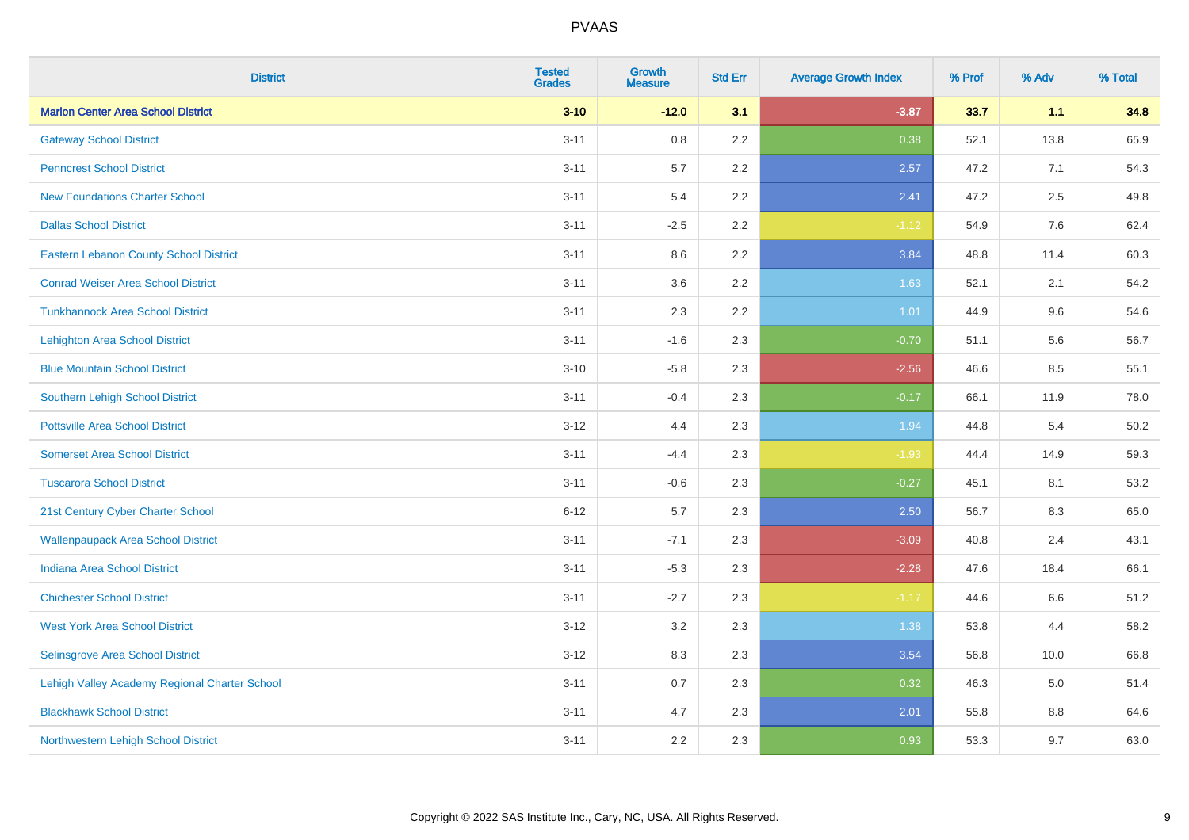# PVAAS

| District | Tested Grades | Growth Measure | Std Err | Average Growth Index | % Prof | % Adv | % Total |
|---|---|---|---|---|---|---|---|
| **Marion Center Area School District** | **3-10** | **-12.0** | **3.1** | **-3.87** | **33.7** | **1.1** | **34.8** |
| Gateway School District | 3-11 | 0.8 | 2.2 | 0.38 | 52.1 | 13.8 | 65.9 |
| Penncrest School District | 3-11 | 5.7 | 2.2 | 2.57 | 47.2 | 7.1 | 54.3 |
| New Foundations Charter School | 3-11 | 5.4 | 2.2 | 2.41 | 47.2 | 2.5 | 49.8 |
| Dallas School District | 3-11 | -2.5 | 2.2 | -1.12 | 54.9 | 7.6 | 62.4 |
| Eastern Lebanon County School District | 3-11 | 8.6 | 2.2 | 3.84 | 48.8 | 11.4 | 60.3 |
| Conrad Weiser Area School District | 3-11 | 3.6 | 2.2 | 1.63 | 52.1 | 2.1 | 54.2 |
| Tunkhannock Area School District | 3-11 | 2.3 | 2.2 | 1.01 | 44.9 | 9.6 | 54.6 |
| Lehighton Area School District | 3-11 | -1.6 | 2.3 | -0.70 | 51.1 | 5.6 | 56.7 |
| Blue Mountain School District | 3-10 | -5.8 | 2.3 | -2.56 | 46.6 | 8.5 | 55.1 |
| Southern Lehigh School District | 3-11 | -0.4 | 2.3 | -0.17 | 66.1 | 11.9 | 78.0 |
| Pottsville Area School District | 3-12 | 4.4 | 2.3 | 1.94 | 44.8 | 5.4 | 50.2 |
| Somerset Area School District | 3-11 | -4.4 | 2.3 | -1.93 | 44.4 | 14.9 | 59.3 |
| Tuscarora School District | 3-11 | -0.6 | 2.3 | -0.27 | 45.1 | 8.1 | 53.2 |
| 21st Century Cyber Charter School | 6-12 | 5.7 | 2.3 | 2.50 | 56.7 | 8.3 | 65.0 |
| Wallenpaupack Area School District | 3-11 | -7.1 | 2.3 | -3.09 | 40.8 | 2.4 | 43.1 |
| Indiana Area School District | 3-11 | -5.3 | 2.3 | -2.28 | 47.6 | 18.4 | 66.1 |
| Chichester School District | 3-11 | -2.7 | 2.3 | -1.17 | 44.6 | 6.6 | 51.2 |
| West York Area School District | 3-12 | 3.2 | 2.3 | 1.38 | 53.8 | 4.4 | 58.2 |
| Selinsgrove Area School District | 3-12 | 8.3 | 2.3 | 3.54 | 56.8 | 10.0 | 66.8 |
| Lehigh Valley Academy Regional Charter School | 3-11 | 0.7 | 2.3 | 0.32 | 46.3 | 5.0 | 51.4 |
| Blackhawk School District | 3-11 | 4.7 | 2.3 | 2.01 | 55.8 | 8.8 | 64.6 |
| Northwestern Lehigh School District | 3-11 | 2.2 | 2.3 | 0.93 | 53.3 | 9.7 | 63.0 |

Copyright © 2022 SAS Institute Inc., Cary, NC, USA. All Rights Reserved.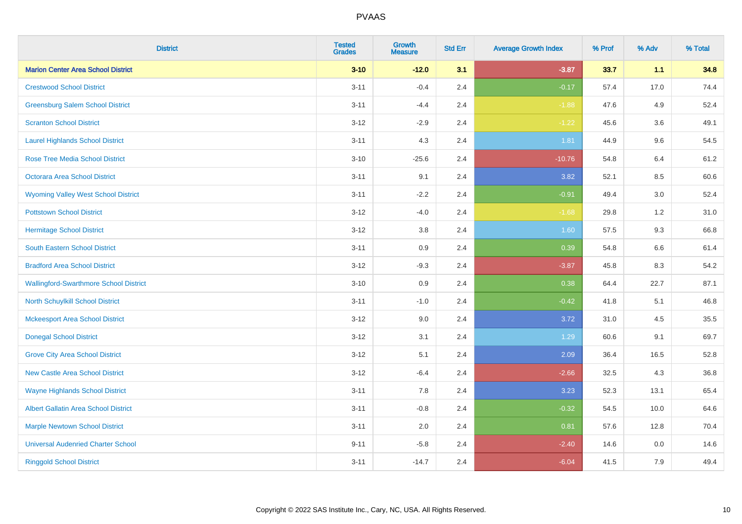# PVAAS

| District | Tested Grades | Growth Measure | Std Err | Average Growth Index | % Prof | % Adv | % Total |
|---|---|---|---|---|---|---|---|
| **Marion Center Area School District** | **3-10** | **-12.0** | **3.1** | **-3.87** | **33.7** | **1.1** | **34.8** |
| Crestwood School District | 3-11 | -0.4 | 2.4 | -0.17 | 57.4 | 17.0 | 74.4 |
| Greensburg Salem School District | 3-11 | -4.4 | 2.4 | -1.88 | 47.6 | 4.9 | 52.4 |
| Scranton School District | 3-12 | -2.9 | 2.4 | -1.22 | 45.6 | 3.6 | 49.1 |
| Laurel Highlands School District | 3-11 | 4.3 | 2.4 | 1.81 | 44.9 | 9.6 | 54.5 |
| Rose Tree Media School District | 3-10 | -25.6 | 2.4 | -10.76 | 54.8 | 6.4 | 61.2 |
| Octorara Area School District | 3-11 | 9.1 | 2.4 | 3.82 | 52.1 | 8.5 | 60.6 |
| Wyoming Valley West School District | 3-11 | -2.2 | 2.4 | -0.91 | 49.4 | 3.0 | 52.4 |
| Pottstown School District | 3-12 | -4.0 | 2.4 | -1.68 | 29.8 | 1.2 | 31.0 |
| Hermitage School District | 3-12 | 3.8 | 2.4 | 1.60 | 57.5 | 9.3 | 66.8 |
| South Eastern School District | 3-11 | 0.9 | 2.4 | 0.39 | 54.8 | 6.6 | 61.4 |
| Bradford Area School District | 3-12 | -9.3 | 2.4 | -3.87 | 45.8 | 8.3 | 54.2 |
| Wallingford-Swarthmore School District | 3-10 | 0.9 | 2.4 | 0.38 | 64.4 | 22.7 | 87.1 |
| North Schuylkill School District | 3-11 | -1.0 | 2.4 | -0.42 | 41.8 | 5.1 | 46.8 |
| Mckeesport Area School District | 3-12 | 9.0 | 2.4 | 3.72 | 31.0 | 4.5 | 35.5 |
| Donegal School District | 3-12 | 3.1 | 2.4 | 1.29 | 60.6 | 9.1 | 69.7 |
| Grove City Area School District | 3-12 | 5.1 | 2.4 | 2.09 | 36.4 | 16.5 | 52.8 |
| New Castle Area School District | 3-12 | -6.4 | 2.4 | -2.66 | 32.5 | 4.3 | 36.8 |
| Wayne Highlands School District | 3-11 | 7.8 | 2.4 | 3.23 | 52.3 | 13.1 | 65.4 |
| Albert Gallatin Area School District | 3-11 | -0.8 | 2.4 | -0.32 | 54.5 | 10.0 | 64.6 |
| Marple Newtown School District | 3-11 | 2.0 | 2.4 | 0.81 | 57.6 | 12.8 | 70.4 |
| Universal Audenried Charter School | 9-11 | -5.8 | 2.4 | -2.40 | 14.6 | 0.0 | 14.6 |
| Ringgold School District | 3-11 | -14.7 | 2.4 | -6.04 | 41.5 | 7.9 | 49.4 |

Copyright © 2022 SAS Institute Inc., Cary, NC, USA. All Rights Reserved.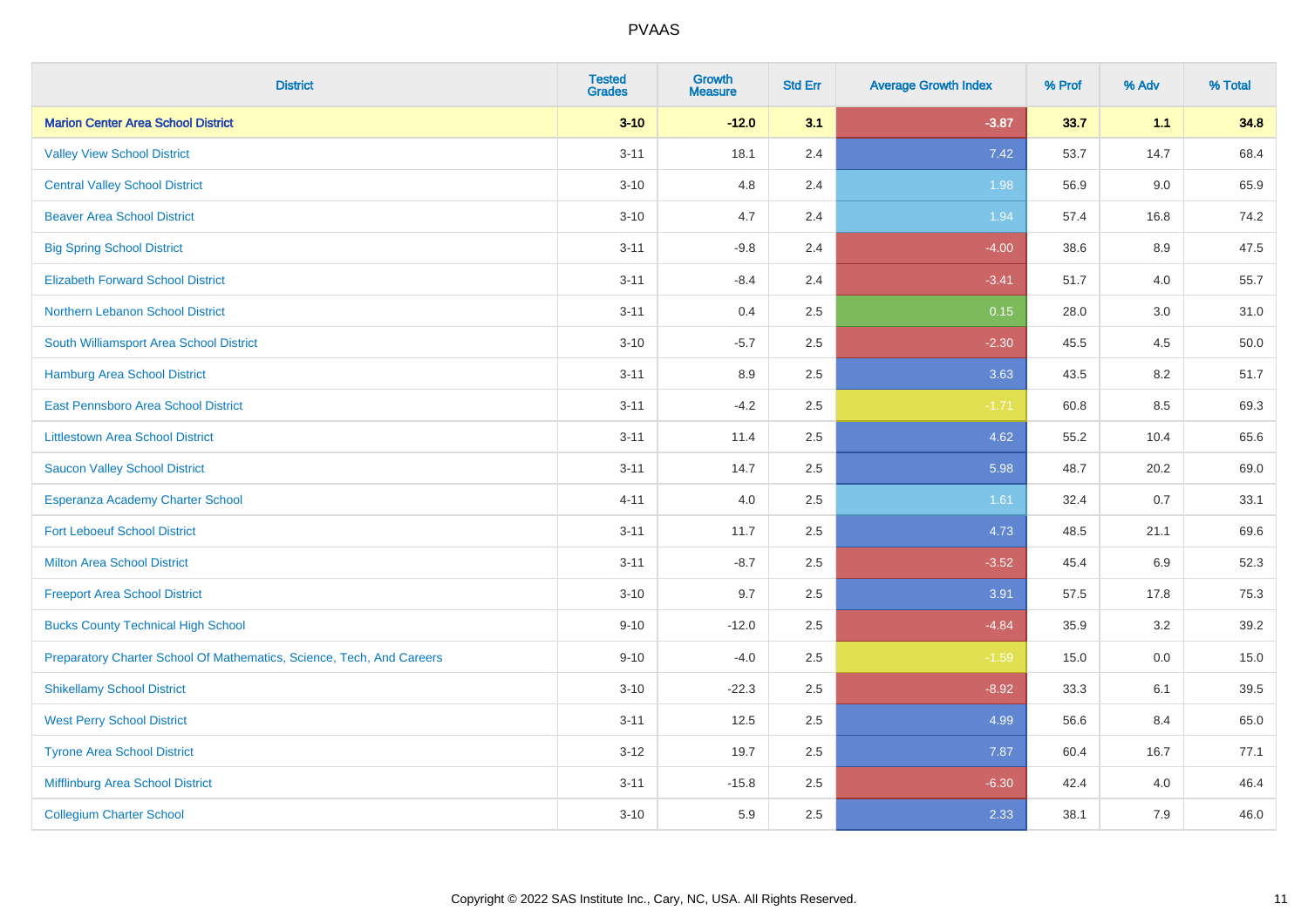# PVAAS

| District | Tested Grades | Growth Measure | Std Err | Average Growth Index | % Prof | % Adv | % Total |
|---|---|---|---|---|---|---|---|
| **Marion Center Area School District** | **3-10** | **-12.0** | **3.1** | **-3.87** | **33.7** | **1.1** | **34.8** |
| Valley View School District | 3-11 | 18.1 | 2.4 | 7.42 | 53.7 | 14.7 | 68.4 |
| Central Valley School District | 3-10 | 4.8 | 2.4 | 1.98 | 56.9 | 9.0 | 65.9 |
| Beaver Area School District | 3-10 | 4.7 | 2.4 | 1.94 | 57.4 | 16.8 | 74.2 |
| Big Spring School District | 3-11 | -9.8 | 2.4 | -4.00 | 38.6 | 8.9 | 47.5 |
| Elizabeth Forward School District | 3-11 | -8.4 | 2.4 | -3.41 | 51.7 | 4.0 | 55.7 |
| Northern Lebanon School District | 3-11 | 0.4 | 2.5 | 0.15 | 28.0 | 3.0 | 31.0 |
| South Williamsport Area School District | 3-10 | -5.7 | 2.5 | -2.30 | 45.5 | 4.5 | 50.0 |
| Hamburg Area School District | 3-11 | 8.9 | 2.5 | 3.63 | 43.5 | 8.2 | 51.7 |
| East Pennsboro Area School District | 3-11 | -4.2 | 2.5 | -1.71 | 60.8 | 8.5 | 69.3 |
| Littlestown Area School District | 3-11 | 11.4 | 2.5 | 4.62 | 55.2 | 10.4 | 65.6 |
| Saucon Valley School District | 3-11 | 14.7 | 2.5 | 5.98 | 48.7 | 20.2 | 69.0 |
| Esperanza Academy Charter School | 4-11 | 4.0 | 2.5 | 1.61 | 32.4 | 0.7 | 33.1 |
| Fort Leboeuf School District | 3-11 | 11.7 | 2.5 | 4.73 | 48.5 | 21.1 | 69.6 |
| Milton Area School District | 3-11 | -8.7 | 2.5 | -3.52 | 45.4 | 6.9 | 52.3 |
| Freeport Area School District | 3-10 | 9.7 | 2.5 | 3.91 | 57.5 | 17.8 | 75.3 |
| Bucks County Technical High School | 9-10 | -12.0 | 2.5 | -4.84 | 35.9 | 3.2 | 39.2 |
| Preparatory Charter School Of Mathematics, Science, Tech, And Careers | 9-10 | -4.0 | 2.5 | -1.59 | 15.0 | 0.0 | 15.0 |
| Shikellamy School District | 3-10 | -22.3 | 2.5 | -8.92 | 33.3 | 6.1 | 39.5 |
| West Perry School District | 3-11 | 12.5 | 2.5 | 4.99 | 56.6 | 8.4 | 65.0 |
| Tyrone Area School District | 3-12 | 19.7 | 2.5 | 7.87 | 60.4 | 16.7 | 77.1 |
| Mifflinburg Area School District | 3-11 | -15.8 | 2.5 | -6.30 | 42.4 | 4.0 | 46.4 |
| Collegium Charter School | 3-10 | 5.9 | 2.5 | 2.33 | 38.1 | 7.9 | 46.0 |

Copyright © 2022 SAS Institute Inc., Cary, NC, USA. All Rights Reserved.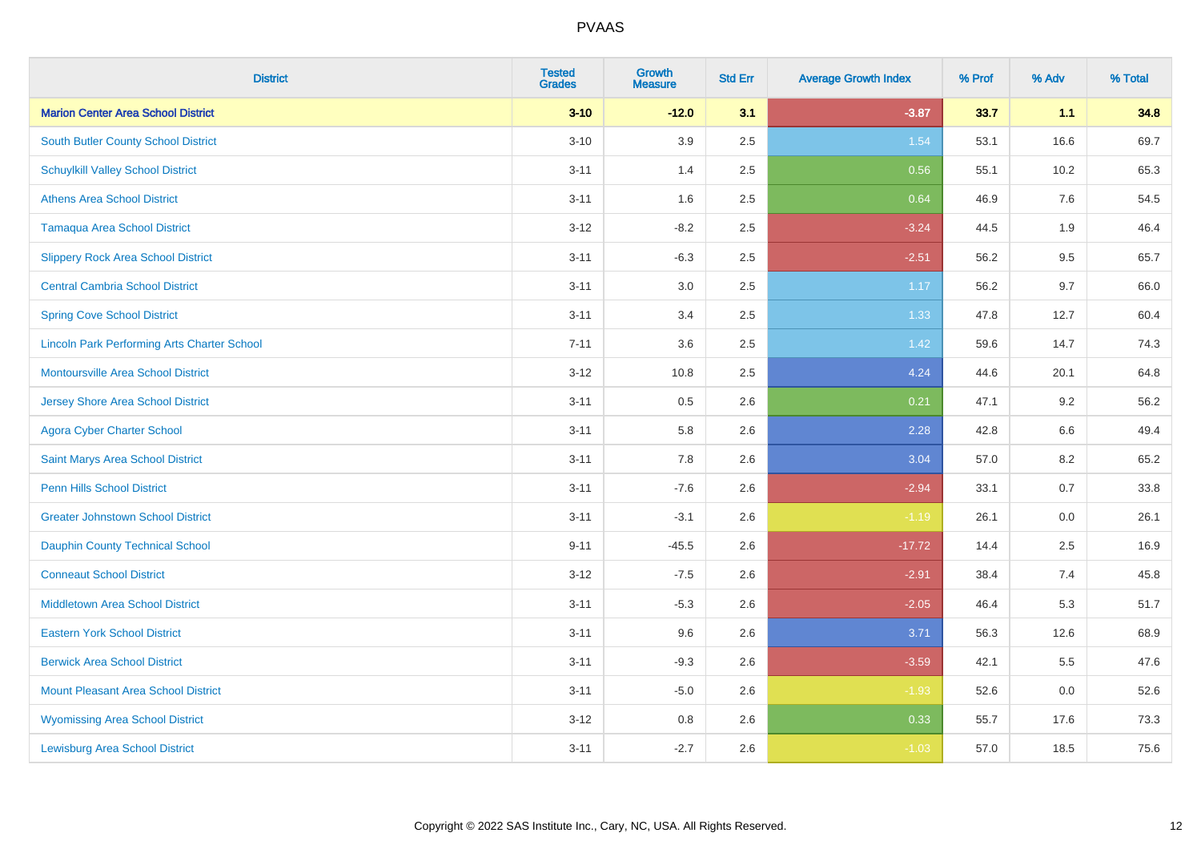# PVAAS

| District | Tested Grades | Growth Measure | Std Err | Average Growth Index | % Prof | % Adv | % Total |
|---|---|---|---|---|---|---|---|
| **Marion Center Area School District** | **3-10** | **-12.0** | **3.1** | **-3.87** | **33.7** | **1.1** | **34.8** |
| South Butler County School District | 3-10 | 3.9 | 2.5 | 1.54 | 53.1 | 16.6 | 69.7 |
| Schuylkill Valley School District | 3-11 | 1.4 | 2.5 | 0.56 | 55.1 | 10.2 | 65.3 |
| Athens Area School District | 3-11 | 1.6 | 2.5 | 0.64 | 46.9 | 7.6 | 54.5 |
| Tamaqua Area School District | 3-12 | -8.2 | 2.5 | -3.24 | 44.5 | 1.9 | 46.4 |
| Slippery Rock Area School District | 3-11 | -6.3 | 2.5 | -2.51 | 56.2 | 9.5 | 65.7 |
| Central Cambria School District | 3-11 | 3.0 | 2.5 | 1.17 | 56.2 | 9.7 | 66.0 |
| Spring Cove School District | 3-11 | 3.4 | 2.5 | 1.33 | 47.8 | 12.7 | 60.4 |
| Lincoln Park Performing Arts Charter School | 7-11 | 3.6 | 2.5 | 1.42 | 59.6 | 14.7 | 74.3 |
| Montoursville Area School District | 3-12 | 10.8 | 2.5 | 4.24 | 44.6 | 20.1 | 64.8 |
| Jersey Shore Area School District | 3-11 | 0.5 | 2.6 | 0.21 | 47.1 | 9.2 | 56.2 |
| Agora Cyber Charter School | 3-11 | 5.8 | 2.6 | 2.28 | 42.8 | 6.6 | 49.4 |
| Saint Marys Area School District | 3-11 | 7.8 | 2.6 | 3.04 | 57.0 | 8.2 | 65.2 |
| Penn Hills School District | 3-11 | -7.6 | 2.6 | -2.94 | 33.1 | 0.7 | 33.8 |
| Greater Johnstown School District | 3-11 | -3.1 | 2.6 | -1.19 | 26.1 | 0.0 | 26.1 |
| Dauphin County Technical School | 9-11 | -45.5 | 2.6 | -17.72 | 14.4 | 2.5 | 16.9 |
| Conneaut School District | 3-12 | -7.5 | 2.6 | -2.91 | 38.4 | 7.4 | 45.8 |
| Middletown Area School District | 3-11 | -5.3 | 2.6 | -2.05 | 46.4 | 5.3 | 51.7 |
| Eastern York School District | 3-11 | 9.6 | 2.6 | 3.71 | 56.3 | 12.6 | 68.9 |
| Berwick Area School District | 3-11 | -9.3 | 2.6 | -3.59 | 42.1 | 5.5 | 47.6 |
| Mount Pleasant Area School District | 3-11 | -5.0 | 2.6 | -1.93 | 52.6 | 0.0 | 52.6 |
| Wyomissing Area School District | 3-12 | 0.8 | 2.6 | 0.33 | 55.7 | 17.6 | 73.3 |
| Lewisburg Area School District | 3-11 | -2.7 | 2.6 | -1.03 | 57.0 | 18.5 | 75.6 |

Copyright © 2022 SAS Institute Inc., Cary, NC, USA. All Rights Reserved.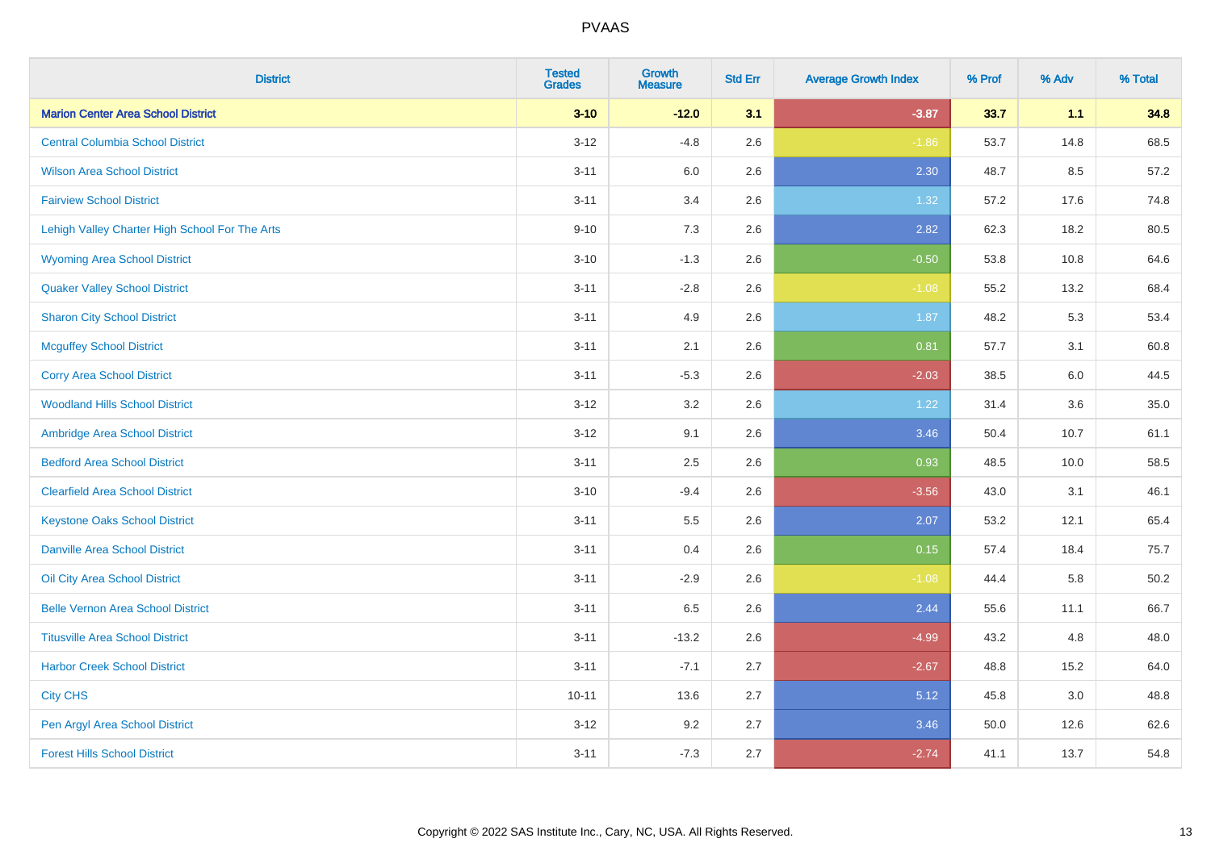# PVAAS

| District | Tested Grades | Growth Measure | Std Err | Average Growth Index | % Prof | % Adv | % Total |
|---|---|---|---|---|---|---|---|
| **Marion Center Area School District** | **3-10** | **-12.0** | **3.1** | **-3.87** | **33.7** | **1.1** | **34.8** |
| Central Columbia School District | 3-12 | -4.8 | 2.6 | -1.86 | 53.7 | 14.8 | 68.5 |
| Wilson Area School District | 3-11 | 6.0 | 2.6 | 2.30 | 48.7 | 8.5 | 57.2 |
| Fairview School District | 3-11 | 3.4 | 2.6 | 1.32 | 57.2 | 17.6 | 74.8 |
| Lehigh Valley Charter High School For The Arts | 9-10 | 7.3 | 2.6 | 2.82 | 62.3 | 18.2 | 80.5 |
| Wyoming Area School District | 3-10 | -1.3 | 2.6 | -0.50 | 53.8 | 10.8 | 64.6 |
| Quaker Valley School District | 3-11 | -2.8 | 2.6 | -1.08 | 55.2 | 13.2 | 68.4 |
| Sharon City School District | 3-11 | 4.9 | 2.6 | 1.87 | 48.2 | 5.3 | 53.4 |
| Mcguffey School District | 3-11 | 2.1 | 2.6 | 0.81 | 57.7 | 3.1 | 60.8 |
| Corry Area School District | 3-11 | -5.3 | 2.6 | -2.03 | 38.5 | 6.0 | 44.5 |
| Woodland Hills School District | 3-12 | 3.2 | 2.6 | 1.22 | 31.4 | 3.6 | 35.0 |
| Ambridge Area School District | 3-12 | 9.1 | 2.6 | 3.46 | 50.4 | 10.7 | 61.1 |
| Bedford Area School District | 3-11 | 2.5 | 2.6 | 0.93 | 48.5 | 10.0 | 58.5 |
| Clearfield Area School District | 3-10 | -9.4 | 2.6 | -3.56 | 43.0 | 3.1 | 46.1 |
| Keystone Oaks School District | 3-11 | 5.5 | 2.6 | 2.07 | 53.2 | 12.1 | 65.4 |
| Danville Area School District | 3-11 | 0.4 | 2.6 | 0.15 | 57.4 | 18.4 | 75.7 |
| Oil City Area School District | 3-11 | -2.9 | 2.6 | -1.08 | 44.4 | 5.8 | 50.2 |
| Belle Vernon Area School District | 3-11 | 6.5 | 2.6 | 2.44 | 55.6 | 11.1 | 66.7 |
| Titusville Area School District | 3-11 | -13.2 | 2.6 | -4.99 | 43.2 | 4.8 | 48.0 |
| Harbor Creek School District | 3-11 | -7.1 | 2.7 | -2.67 | 48.8 | 15.2 | 64.0 |
| City CHS | 10-11 | 13.6 | 2.7 | 5.12 | 45.8 | 3.0 | 48.8 |
| Pen Argyl Area School District | 3-12 | 9.2 | 2.7 | 3.46 | 50.0 | 12.6 | 62.6 |
| Forest Hills School District | 3-11 | -7.3 | 2.7 | -2.74 | 41.1 | 13.7 | 54.8 |

Copyright © 2022 SAS Institute Inc., Cary, NC, USA. All Rights Reserved.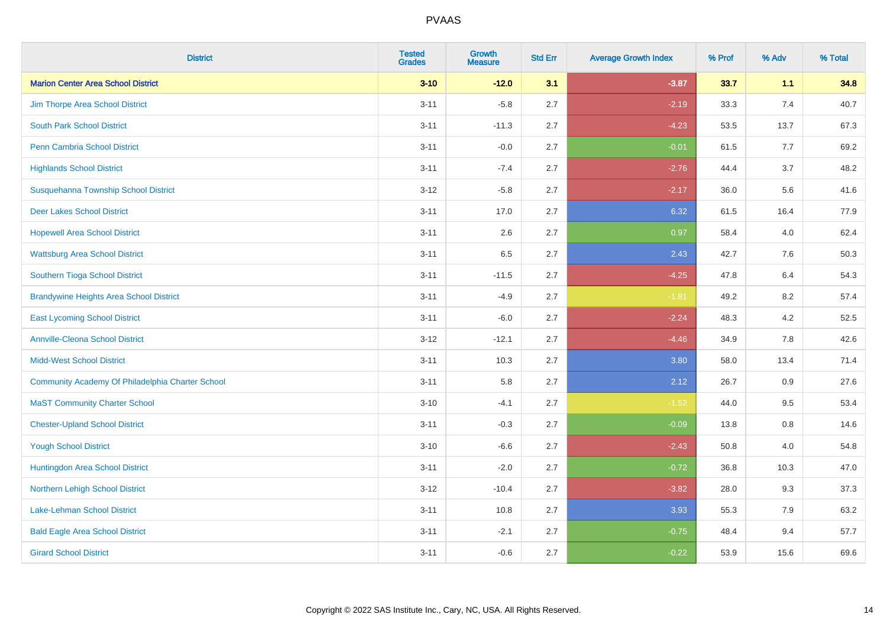| District | Tested Grades | Growth Measure | Std Err | Average Growth Index | % Prof | % Adv | % Total |
|---|---|---|---|---|---|---|---|
| **Marion Center Area School District** | **3-10** | **-12.0** | **3.1** | **-3.87** | **33.7** | **1.1** | **34.8** |
| Jim Thorpe Area School District | 3-11 | -5.8 | 2.7 | -2.19 | 33.3 | 7.4 | 40.7 |
| South Park School District | 3-11 | -11.3 | 2.7 | -4.23 | 53.5 | 13.7 | 67.3 |
| Penn Cambria School District | 3-11 | -0.0 | 2.7 | -0.01 | 61.5 | 7.7 | 69.2 |
| Highlands School District | 3-11 | -7.4 | 2.7 | -2.76 | 44.4 | 3.7 | 48.2 |
| Susquehanna Township School District | 3-12 | -5.8 | 2.7 | -2.17 | 36.0 | 5.6 | 41.6 |
| Deer Lakes School District | 3-11 | 17.0 | 2.7 | 6.32 | 61.5 | 16.4 | 77.9 |
| Hopewell Area School District | 3-11 | 2.6 | 2.7 | 0.97 | 58.4 | 4.0 | 62.4 |
| Wattsburg Area School District | 3-11 | 6.5 | 2.7 | 2.43 | 42.7 | 7.6 | 50.3 |
| Southern Tioga School District | 3-11 | -11.5 | 2.7 | -4.25 | 47.8 | 6.4 | 54.3 |
| Brandywine Heights Area School District | 3-11 | -4.9 | 2.7 | -1.81 | 49.2 | 8.2 | 57.4 |
| East Lycoming School District | 3-11 | -6.0 | 2.7 | -2.24 | 48.3 | 4.2 | 52.5 |
| Annville-Cleona School District | 3-12 | -12.1 | 2.7 | -4.46 | 34.9 | 7.8 | 42.6 |
| Midd-West School District | 3-11 | 10.3 | 2.7 | 3.80 | 58.0 | 13.4 | 71.4 |
| Community Academy Of Philadelphia Charter School | 3-11 | 5.8 | 2.7 | 2.12 | 26.7 | 0.9 | 27.6 |
| MaST Community Charter School | 3-10 | -4.1 | 2.7 | -1.52 | 44.0 | 9.5 | 53.4 |
| Chester-Upland School District | 3-11 | -0.3 | 2.7 | -0.09 | 13.8 | 0.8 | 14.6 |
| Yough School District | 3-10 | -6.6 | 2.7 | -2.43 | 50.8 | 4.0 | 54.8 |
| Huntingdon Area School District | 3-11 | -2.0 | 2.7 | -0.72 | 36.8 | 10.3 | 47.0 |
| Northern Lehigh School District | 3-12 | -10.4 | 2.7 | -3.82 | 28.0 | 9.3 | 37.3 |
| Lake-Lehman School District | 3-11 | 10.8 | 2.7 | 3.93 | 55.3 | 7.9 | 63.2 |
| Bald Eagle Area School District | 3-11 | -2.1 | 2.7 | -0.75 | 48.4 | 9.4 | 57.7 |
| Girard School District | 3-11 | -0.6 | 2.7 | -0.22 | 53.9 | 15.6 | 69.6 |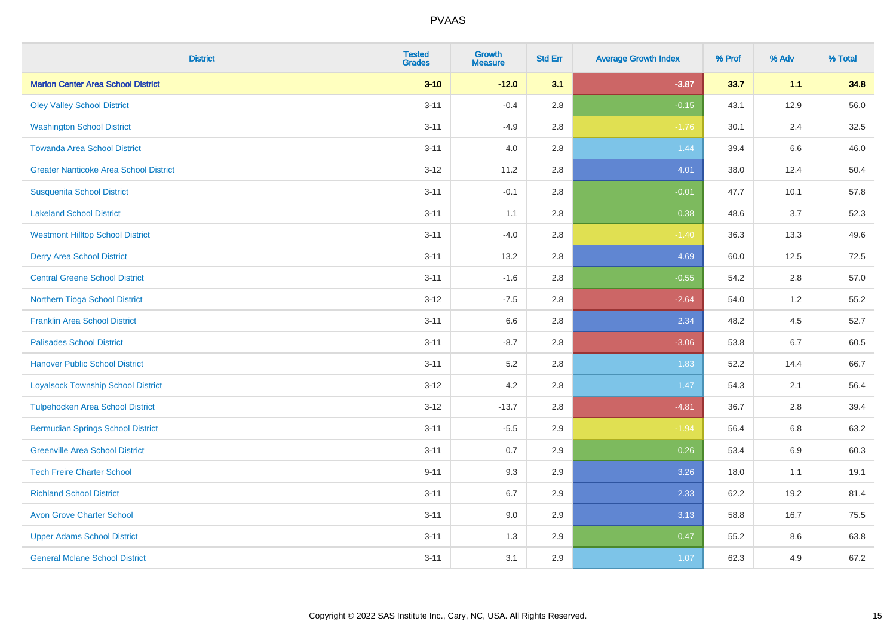| District | Tested Grades | Growth Measure | Std Err | Average Growth Index | % Prof | % Adv | % Total |
|---|---|---|---|---|---|---|---|
| **Marion Center Area School District** | **3-10** | **-12.0** | **3.1** | **-3.87** | **33.7** | **1.1** | **34.8** |
| Oley Valley School District | 3-11 | -0.4 | 2.8 | -0.15 | 43.1 | 12.9 | 56.0 |
| Washington School District | 3-11 | -4.9 | 2.8 | -1.76 | 30.1 | 2.4 | 32.5 |
| Towanda Area School District | 3-11 | 4.0 | 2.8 | 1.44 | 39.4 | 6.6 | 46.0 |
| Greater Nanticoke Area School District | 3-12 | 11.2 | 2.8 | 4.01 | 38.0 | 12.4 | 50.4 |
| Susquenita School District | 3-11 | -0.1 | 2.8 | -0.01 | 47.7 | 10.1 | 57.8 |
| Lakeland School District | 3-11 | 1.1 | 2.8 | 0.38 | 48.6 | 3.7 | 52.3 |
| Westmont Hilltop School District | 3-11 | -4.0 | 2.8 | -1.40 | 36.3 | 13.3 | 49.6 |
| Derry Area School District | 3-11 | 13.2 | 2.8 | 4.69 | 60.0 | 12.5 | 72.5 |
| Central Greene School District | 3-11 | -1.6 | 2.8 | -0.55 | 54.2 | 2.8 | 57.0 |
| Northern Tioga School District | 3-12 | -7.5 | 2.8 | -2.64 | 54.0 | 1.2 | 55.2 |
| Franklin Area School District | 3-11 | 6.6 | 2.8 | 2.34 | 48.2 | 4.5 | 52.7 |
| Palisades School District | 3-11 | -8.7 | 2.8 | -3.06 | 53.8 | 6.7 | 60.5 |
| Hanover Public School District | 3-11 | 5.2 | 2.8 | 1.83 | 52.2 | 14.4 | 66.7 |
| Loyalsock Township School District | 3-12 | 4.2 | 2.8 | 1.47 | 54.3 | 2.1 | 56.4 |
| Tulpehocken Area School District | 3-12 | -13.7 | 2.8 | -4.81 | 36.7 | 2.8 | 39.4 |
| Bermudian Springs School District | 3-11 | -5.5 | 2.9 | -1.94 | 56.4 | 6.8 | 63.2 |
| Greenville Area School District | 3-11 | 0.7 | 2.9 | 0.26 | 53.4 | 6.9 | 60.3 |
| Tech Freire Charter School | 9-11 | 9.3 | 2.9 | 3.26 | 18.0 | 1.1 | 19.1 |
| Richland School District | 3-11 | 6.7 | 2.9 | 2.33 | 62.2 | 19.2 | 81.4 |
| Avon Grove Charter School | 3-11 | 9.0 | 2.9 | 3.13 | 58.8 | 16.7 | 75.5 |
| Upper Adams School District | 3-11 | 1.3 | 2.9 | 0.47 | 55.2 | 8.6 | 63.8 |
| General Mclane School District | 3-11 | 3.1 | 2.9 | 1.07 | 62.3 | 4.9 | 67.2 |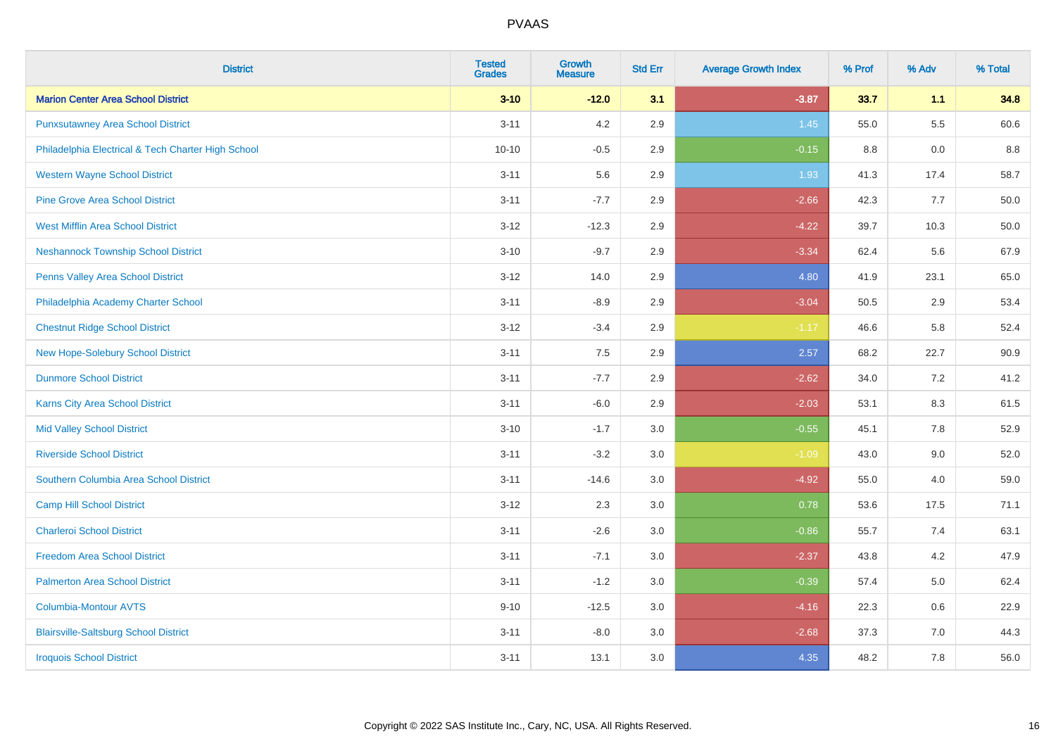# PVAAS

| District | Tested Grades | Growth Measure | Std Err | Average Growth Index | % Prof | % Adv | % Total |
|---|---|---|---|---|---|---|---|
| **Marion Center Area School District** | **3-10** | **-12.0** | **3.1** | **-3.87** | **33.7** | **1.1** | **34.8** |
| Punxsutawney Area School District | 3-11 | 4.2 | 2.9 | 1.45 | 55.0 | 5.5 | 60.6 |
| Philadelphia Electrical & Tech Charter High School | 10-10 | -0.5 | 2.9 | -0.15 | 8.8 | 0.0 | 8.8 |
| Western Wayne School District | 3-11 | 5.6 | 2.9 | 1.93 | 41.3 | 17.4 | 58.7 |
| Pine Grove Area School District | 3-11 | -7.7 | 2.9 | -2.66 | 42.3 | 7.7 | 50.0 |
| West Mifflin Area School District | 3-12 | -12.3 | 2.9 | -4.22 | 39.7 | 10.3 | 50.0 |
| Neshannock Township School District | 3-10 | -9.7 | 2.9 | -3.34 | 62.4 | 5.6 | 67.9 |
| Penns Valley Area School District | 3-12 | 14.0 | 2.9 | 4.80 | 41.9 | 23.1 | 65.0 |
| Philadelphia Academy Charter School | 3-11 | -8.9 | 2.9 | -3.04 | 50.5 | 2.9 | 53.4 |
| Chestnut Ridge School District | 3-12 | -3.4 | 2.9 | -1.17 | 46.6 | 5.8 | 52.4 |
| New Hope-Solebury School District | 3-11 | 7.5 | 2.9 | 2.57 | 68.2 | 22.7 | 90.9 |
| Dunmore School District | 3-11 | -7.7 | 2.9 | -2.62 | 34.0 | 7.2 | 41.2 |
| Karns City Area School District | 3-11 | -6.0 | 2.9 | -2.03 | 53.1 | 8.3 | 61.5 |
| Mid Valley School District | 3-10 | -1.7 | 3.0 | -0.55 | 45.1 | 7.8 | 52.9 |
| Riverside School District | 3-11 | -3.2 | 3.0 | -1.09 | 43.0 | 9.0 | 52.0 |
| Southern Columbia Area School District | 3-11 | -14.6 | 3.0 | -4.92 | 55.0 | 4.0 | 59.0 |
| Camp Hill School District | 3-12 | 2.3 | 3.0 | 0.78 | 53.6 | 17.5 | 71.1 |
| Charleroi School District | 3-11 | -2.6 | 3.0 | -0.86 | 55.7 | 7.4 | 63.1 |
| Freedom Area School District | 3-11 | -7.1 | 3.0 | -2.37 | 43.8 | 4.2 | 47.9 |
| Palmerton Area School District | 3-11 | -1.2 | 3.0 | -0.39 | 57.4 | 5.0 | 62.4 |
| Columbia-Montour AVTS | 9-10 | -12.5 | 3.0 | -4.16 | 22.3 | 0.6 | 22.9 |
| Blairsville-Saltsburg School District | 3-11 | -8.0 | 3.0 | -2.68 | 37.3 | 7.0 | 44.3 |
| Iroquois School District | 3-11 | 13.1 | 3.0 | 4.35 | 48.2 | 7.8 | 56.0 |

Copyright © 2022 SAS Institute Inc., Cary, NC, USA. All Rights Reserved.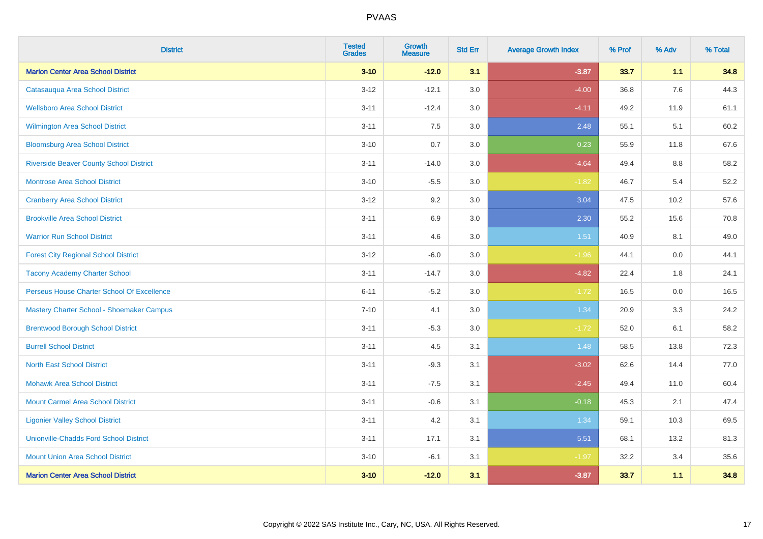# PVAAS

| District | Tested Grades | Growth Measure | Std Err | Average Growth Index | % Prof | % Adv | % Total |
|---|---|---|---|---|---|---|---|
| **Marion Center Area School District** | **3-10** | **-12.0** | **3.1** | **-3.87** | **33.7** | **1.1** | **34.8** |
| Catasauqua Area School District | 3-12 | -12.1 | 3.0 | -4.00 | 36.8 | 7.6 | 44.3 |
| Wellsboro Area School District | 3-11 | -12.4 | 3.0 | -4.11 | 49.2 | 11.9 | 61.1 |
| Wilmington Area School District | 3-11 | 7.5 | 3.0 | 2.48 | 55.1 | 5.1 | 60.2 |
| Bloomsburg Area School District | 3-10 | 0.7 | 3.0 | 0.23 | 55.9 | 11.8 | 67.6 |
| Riverside Beaver County School District | 3-11 | -14.0 | 3.0 | -4.64 | 49.4 | 8.8 | 58.2 |
| Montrose Area School District | 3-10 | -5.5 | 3.0 | -1.82 | 46.7 | 5.4 | 52.2 |
| Cranberry Area School District | 3-12 | 9.2 | 3.0 | 3.04 | 47.5 | 10.2 | 57.6 |
| Brookville Area School District | 3-11 | 6.9 | 3.0 | 2.30 | 55.2 | 15.6 | 70.8 |
| Warrior Run School District | 3-11 | 4.6 | 3.0 | 1.51 | 40.9 | 8.1 | 49.0 |
| Forest City Regional School District | 3-12 | -6.0 | 3.0 | -1.96 | 44.1 | 0.0 | 44.1 |
| Tacony Academy Charter School | 3-11 | -14.7 | 3.0 | -4.82 | 22.4 | 1.8 | 24.1 |
| Perseus House Charter School Of Excellence | 6-11 | -5.2 | 3.0 | -1.72 | 16.5 | 0.0 | 16.5 |
| Mastery Charter School - Shoemaker Campus | 7-10 | 4.1 | 3.0 | 1.34 | 20.9 | 3.3 | 24.2 |
| Brentwood Borough School District | 3-11 | -5.3 | 3.0 | -1.72 | 52.0 | 6.1 | 58.2 |
| Burrell School District | 3-11 | 4.5 | 3.1 | 1.48 | 58.5 | 13.8 | 72.3 |
| North East School District | 3-11 | -9.3 | 3.1 | -3.02 | 62.6 | 14.4 | 77.0 |
| Mohawk Area School District | 3-11 | -7.5 | 3.1 | -2.45 | 49.4 | 11.0 | 60.4 |
| Mount Carmel Area School District | 3-11 | -0.6 | 3.1 | -0.18 | 45.3 | 2.1 | 47.4 |
| Ligonier Valley School District | 3-11 | 4.2 | 3.1 | 1.34 | 59.1 | 10.3 | 69.5 |
| Unionville-Chadds Ford School District | 3-11 | 17.1 | 3.1 | 5.51 | 68.1 | 13.2 | 81.3 |
| Mount Union Area School District | 3-10 | -6.1 | 3.1 | -1.97 | 32.2 | 3.4 | 35.6 |
| **Marion Center Area School District** | **3-10** | **-12.0** | **3.1** | **-3.87** | **33.7** | **1.1** | **34.8** |

Copyright © 2022 SAS Institute Inc., Cary, NC, USA. All Rights Reserved.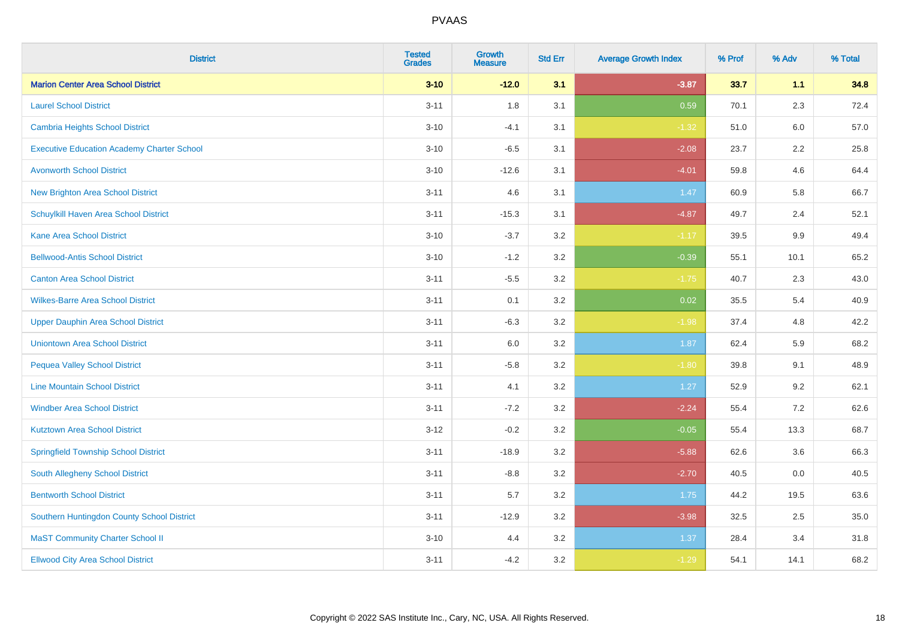# PVAAS

| District | Tested Grades | Growth Measure | Std Err | Average Growth Index | % Prof | % Adv | % Total |
|---|---|---|---|---|---|---|---|
| **Marion Center Area School District** | **3-10** | **-12.0** | **3.1** | **-3.87** | **33.7** | **1.1** | **34.8** |
| Laurel School District | 3-11 | 1.8 | 3.1 | 0.59 | 70.1 | 2.3 | 72.4 |
| Cambria Heights School District | 3-10 | -4.1 | 3.1 | -1.32 | 51.0 | 6.0 | 57.0 |
| Executive Education Academy Charter School | 3-10 | -6.5 | 3.1 | -2.08 | 23.7 | 2.2 | 25.8 |
| Avonworth School District | 3-10 | -12.6 | 3.1 | -4.01 | 59.8 | 4.6 | 64.4 |
| New Brighton Area School District | 3-11 | 4.6 | 3.1 | 1.47 | 60.9 | 5.8 | 66.7 |
| Schuylkill Haven Area School District | 3-11 | -15.3 | 3.1 | -4.87 | 49.7 | 2.4 | 52.1 |
| Kane Area School District | 3-10 | -3.7 | 3.2 | -1.17 | 39.5 | 9.9 | 49.4 |
| Bellwood-Antis School District | 3-10 | -1.2 | 3.2 | -0.39 | 55.1 | 10.1 | 65.2 |
| Canton Area School District | 3-11 | -5.5 | 3.2 | -1.75 | 40.7 | 2.3 | 43.0 |
| Wilkes-Barre Area School District | 3-11 | 0.1 | 3.2 | 0.02 | 35.5 | 5.4 | 40.9 |
| Upper Dauphin Area School District | 3-11 | -6.3 | 3.2 | -1.98 | 37.4 | 4.8 | 42.2 |
| Uniontown Area School District | 3-11 | 6.0 | 3.2 | 1.87 | 62.4 | 5.9 | 68.2 |
| Pequea Valley School District | 3-11 | -5.8 | 3.2 | -1.80 | 39.8 | 9.1 | 48.9 |
| Line Mountain School District | 3-11 | 4.1 | 3.2 | 1.27 | 52.9 | 9.2 | 62.1 |
| Windber Area School District | 3-11 | -7.2 | 3.2 | -2.24 | 55.4 | 7.2 | 62.6 |
| Kutztown Area School District | 3-12 | -0.2 | 3.2 | -0.05 | 55.4 | 13.3 | 68.7 |
| Springfield Township School District | 3-11 | -18.9 | 3.2 | -5.88 | 62.6 | 3.6 | 66.3 |
| South Allegheny School District | 3-11 | -8.8 | 3.2 | -2.70 | 40.5 | 0.0 | 40.5 |
| Bentworth School District | 3-11 | 5.7 | 3.2 | 1.75 | 44.2 | 19.5 | 63.6 |
| Southern Huntingdon County School District | 3-11 | -12.9 | 3.2 | -3.98 | 32.5 | 2.5 | 35.0 |
| MaST Community Charter School II | 3-10 | 4.4 | 3.2 | 1.37 | 28.4 | 3.4 | 31.8 |
| Ellwood City Area School District | 3-11 | -4.2 | 3.2 | -1.29 | 54.1 | 14.1 | 68.2 |

Copyright © 2022 SAS Institute Inc., Cary, NC, USA. All Rights Reserved.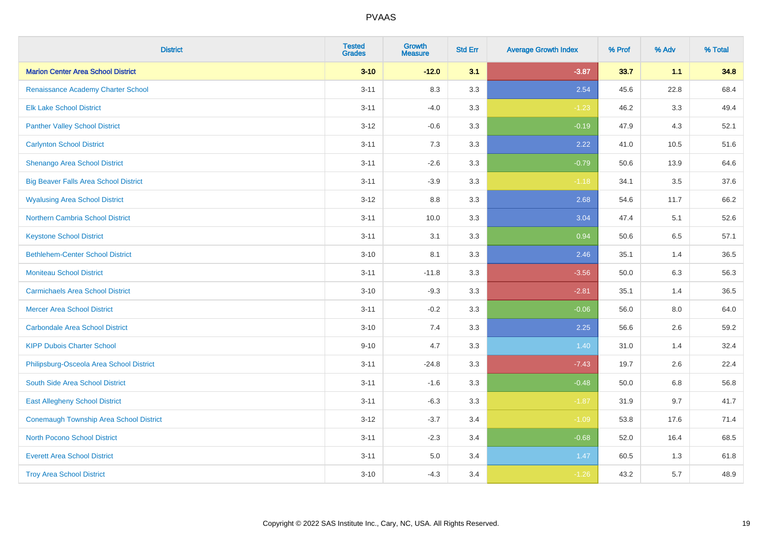# PVAAS

| District | Tested Grades | Growth Measure | Std Err | Average Growth Index | % Prof | % Adv | % Total |
|---|---|---|---|---|---|---|---|
| **Marion Center Area School District** | **3-10** | **-12.0** | **3.1** | **-3.87** | **33.7** | **1.1** | **34.8** |
| Renaissance Academy Charter School | 3-11 | 8.3 | 3.3 | 2.54 | 45.6 | 22.8 | 68.4 |
| Elk Lake School District | 3-11 | -4.0 | 3.3 | -1.23 | 46.2 | 3.3 | 49.4 |
| Panther Valley School District | 3-12 | -0.6 | 3.3 | -0.19 | 47.9 | 4.3 | 52.1 |
| Carlynton School District | 3-11 | 7.3 | 3.3 | 2.22 | 41.0 | 10.5 | 51.6 |
| Shenango Area School District | 3-11 | -2.6 | 3.3 | -0.79 | 50.6 | 13.9 | 64.6 |
| Big Beaver Falls Area School District | 3-11 | -3.9 | 3.3 | -1.18 | 34.1 | 3.5 | 37.6 |
| Wyalusing Area School District | 3-12 | 8.8 | 3.3 | 2.68 | 54.6 | 11.7 | 66.2 |
| Northern Cambria School District | 3-11 | 10.0 | 3.3 | 3.04 | 47.4 | 5.1 | 52.6 |
| Keystone School District | 3-11 | 3.1 | 3.3 | 0.94 | 50.6 | 6.5 | 57.1 |
| Bethlehem-Center School District | 3-10 | 8.1 | 3.3 | 2.46 | 35.1 | 1.4 | 36.5 |
| Moniteau School District | 3-11 | -11.8 | 3.3 | -3.56 | 50.0 | 6.3 | 56.3 |
| Carmichaels Area School District | 3-10 | -9.3 | 3.3 | -2.81 | 35.1 | 1.4 | 36.5 |
| Mercer Area School District | 3-11 | -0.2 | 3.3 | -0.06 | 56.0 | 8.0 | 64.0 |
| Carbondale Area School District | 3-10 | 7.4 | 3.3 | 2.25 | 56.6 | 2.6 | 59.2 |
| KIPP Dubois Charter School | 9-10 | 4.7 | 3.3 | 1.40 | 31.0 | 1.4 | 32.4 |
| Philipsburg-Osceola Area School District | 3-11 | -24.8 | 3.3 | -7.43 | 19.7 | 2.6 | 22.4 |
| South Side Area School District | 3-11 | -1.6 | 3.3 | -0.48 | 50.0 | 6.8 | 56.8 |
| East Allegheny School District | 3-11 | -6.3 | 3.3 | -1.87 | 31.9 | 9.7 | 41.7 |
| Conemaugh Township Area School District | 3-12 | -3.7 | 3.4 | -1.09 | 53.8 | 17.6 | 71.4 |
| North Pocono School District | 3-11 | -2.3 | 3.4 | -0.68 | 52.0 | 16.4 | 68.5 |
| Everett Area School District | 3-11 | 5.0 | 3.4 | 1.47 | 60.5 | 1.3 | 61.8 |
| Troy Area School District | 3-10 | -4.3 | 3.4 | -1.26 | 43.2 | 5.7 | 48.9 |

Copyright © 2022 SAS Institute Inc., Cary, NC, USA. All Rights Reserved.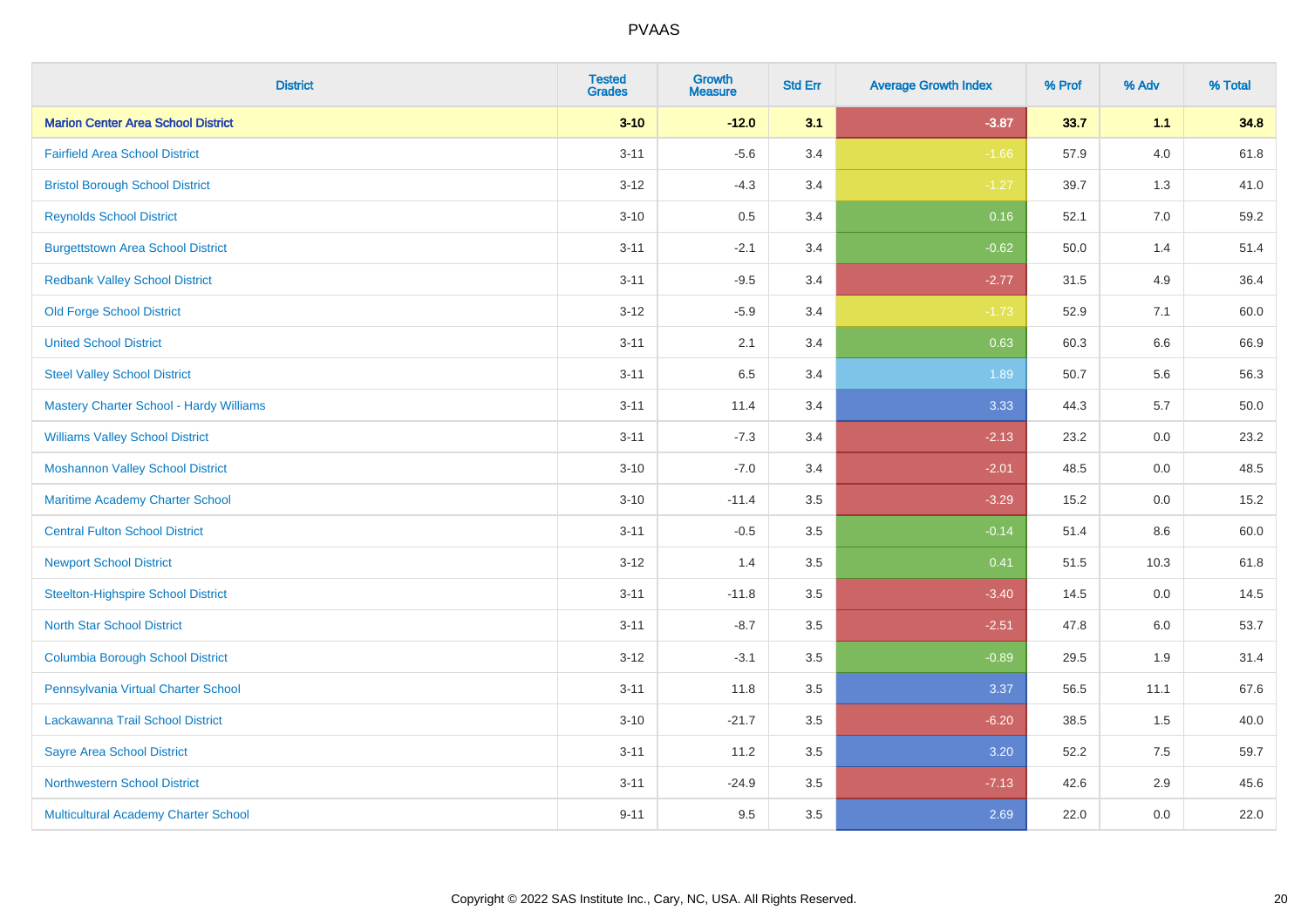PVAAS

| District | Tested Grades | Growth Measure | Std Err | Average Growth Index | % Prof | % Adv | % Total |
|---|---|---|---|---|---|---|---|
| **Marion Center Area School District** | **3-10** | **-12.0** | **3.1** | **-3.87** | **33.7** | **1.1** | **34.8** |
| Fairfield Area School District | 3-11 | -5.6 | 3.4 | -1.66 | 57.9 | 4.0 | 61.8 |
| Bristol Borough School District | 3-12 | -4.3 | 3.4 | -1.27 | 39.7 | 1.3 | 41.0 |
| Reynolds School District | 3-10 | 0.5 | 3.4 | 0.16 | 52.1 | 7.0 | 59.2 |
| Burgettstown Area School District | 3-11 | -2.1 | 3.4 | -0.62 | 50.0 | 1.4 | 51.4 |
| Redbank Valley School District | 3-11 | -9.5 | 3.4 | -2.77 | 31.5 | 4.9 | 36.4 |
| Old Forge School District | 3-12 | -5.9 | 3.4 | -1.73 | 52.9 | 7.1 | 60.0 |
| United School District | 3-11 | 2.1 | 3.4 | 0.63 | 60.3 | 6.6 | 66.9 |
| Steel Valley School District | 3-11 | 6.5 | 3.4 | 1.89 | 50.7 | 5.6 | 56.3 |
| Mastery Charter School - Hardy Williams | 3-11 | 11.4 | 3.4 | 3.33 | 44.3 | 5.7 | 50.0 |
| Williams Valley School District | 3-11 | -7.3 | 3.4 | -2.13 | 23.2 | 0.0 | 23.2 |
| Moshannon Valley School District | 3-10 | -7.0 | 3.4 | -2.01 | 48.5 | 0.0 | 48.5 |
| Maritime Academy Charter School | 3-10 | -11.4 | 3.5 | -3.29 | 15.2 | 0.0 | 15.2 |
| Central Fulton School District | 3-11 | -0.5 | 3.5 | -0.14 | 51.4 | 8.6 | 60.0 |
| Newport School District | 3-12 | 1.4 | 3.5 | 0.41 | 51.5 | 10.3 | 61.8 |
| Steelton-Highspire School District | 3-11 | -11.8 | 3.5 | -3.40 | 14.5 | 0.0 | 14.5 |
| North Star School District | 3-11 | -8.7 | 3.5 | -2.51 | 47.8 | 6.0 | 53.7 |
| Columbia Borough School District | 3-12 | -3.1 | 3.5 | -0.89 | 29.5 | 1.9 | 31.4 |
| Pennsylvania Virtual Charter School | 3-11 | 11.8 | 3.5 | 3.37 | 56.5 | 11.1 | 67.6 |
| Lackawanna Trail School District | 3-10 | -21.7 | 3.5 | -6.20 | 38.5 | 1.5 | 40.0 |
| Sayre Area School District | 3-11 | 11.2 | 3.5 | 3.20 | 52.2 | 7.5 | 59.7 |
| Northwestern School District | 3-11 | -24.9 | 3.5 | -7.13 | 42.6 | 2.9 | 45.6 |
| Multicultural Academy Charter School | 9-11 | 9.5 | 3.5 | 2.69 | 22.0 | 0.0 | 22.0 |

Copyright © 2022 SAS Institute Inc., Cary, NC, USA. All Rights Reserved.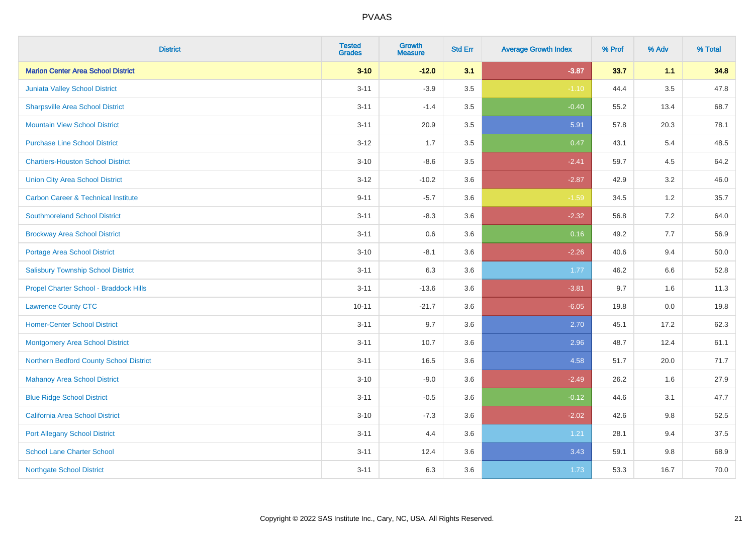# PVAAS

| District | Tested Grades | Growth Measure | Std Err | Average Growth Index | % Prof | % Adv | % Total |
|---|---|---|---|---|---|---|---|
| **Marion Center Area School District** | **3-10** | **-12.0** | **3.1** | **-3.87** | **33.7** | **1.1** | **34.8** |
| Juniata Valley School District | 3-11 | -3.9 | 3.5 | -1.10 | 44.4 | 3.5 | 47.8 |
| Sharpsville Area School District | 3-11 | -1.4 | 3.5 | -0.40 | 55.2 | 13.4 | 68.7 |
| Mountain View School District | 3-11 | 20.9 | 3.5 | 5.91 | 57.8 | 20.3 | 78.1 |
| Purchase Line School District | 3-12 | 1.7 | 3.5 | 0.47 | 43.1 | 5.4 | 48.5 |
| Chartiers-Houston School District | 3-10 | -8.6 | 3.5 | -2.41 | 59.7 | 4.5 | 64.2 |
| Union City Area School District | 3-12 | -10.2 | 3.6 | -2.87 | 42.9 | 3.2 | 46.0 |
| Carbon Career & Technical Institute | 9-11 | -5.7 | 3.6 | -1.59 | 34.5 | 1.2 | 35.7 |
| Southmoreland School District | 3-11 | -8.3 | 3.6 | -2.32 | 56.8 | 7.2 | 64.0 |
| Brockway Area School District | 3-11 | 0.6 | 3.6 | 0.16 | 49.2 | 7.7 | 56.9 |
| Portage Area School District | 3-10 | -8.1 | 3.6 | -2.26 | 40.6 | 9.4 | 50.0 |
| Salisbury Township School District | 3-11 | 6.3 | 3.6 | 1.77 | 46.2 | 6.6 | 52.8 |
| Propel Charter School - Braddock Hills | 3-11 | -13.6 | 3.6 | -3.81 | 9.7 | 1.6 | 11.3 |
| Lawrence County CTC | 10-11 | -21.7 | 3.6 | -6.05 | 19.8 | 0.0 | 19.8 |
| Homer-Center School District | 3-11 | 9.7 | 3.6 | 2.70 | 45.1 | 17.2 | 62.3 |
| Montgomery Area School District | 3-11 | 10.7 | 3.6 | 2.96 | 48.7 | 12.4 | 61.1 |
| Northern Bedford County School District | 3-11 | 16.5 | 3.6 | 4.58 | 51.7 | 20.0 | 71.7 |
| Mahanoy Area School District | 3-10 | -9.0 | 3.6 | -2.49 | 26.2 | 1.6 | 27.9 |
| Blue Ridge School District | 3-11 | -0.5 | 3.6 | -0.12 | 44.6 | 3.1 | 47.7 |
| California Area School District | 3-10 | -7.3 | 3.6 | -2.02 | 42.6 | 9.8 | 52.5 |
| Port Allegany School District | 3-11 | 4.4 | 3.6 | 1.21 | 28.1 | 9.4 | 37.5 |
| School Lane Charter School | 3-11 | 12.4 | 3.6 | 3.43 | 59.1 | 9.8 | 68.9 |
| Northgate School District | 3-11 | 6.3 | 3.6 | 1.73 | 53.3 | 16.7 | 70.0 |

Copyright © 2022 SAS Institute Inc., Cary, NC, USA. All Rights Reserved.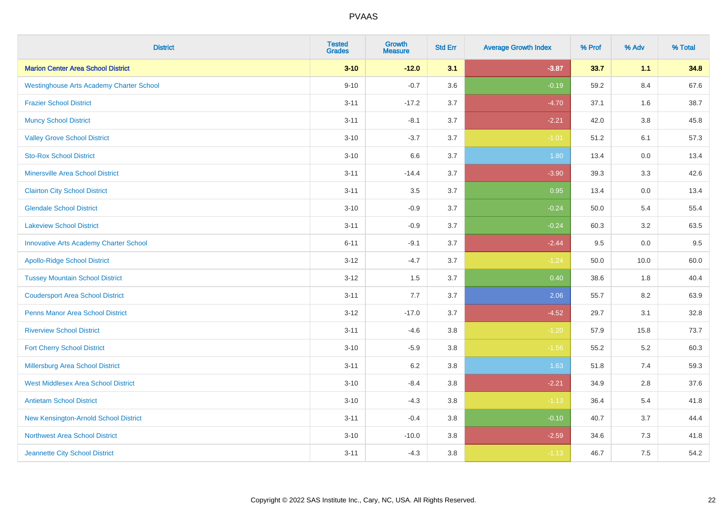| District | Tested Grades | Growth Measure | Std Err | Average Growth Index | % Prof | % Adv | % Total |
|---|---|---|---|---|---|---|---|
| **Marion Center Area School District** | **3-10** | **-12.0** | **3.1** | **-3.87** | **33.7** | **1.1** | **34.8** |
| Westinghouse Arts Academy Charter School | 9-10 | -0.7 | 3.6 | -0.19 | 59.2 | 8.4 | 67.6 |
| Frazier School District | 3-11 | -17.2 | 3.7 | -4.70 | 37.1 | 1.6 | 38.7 |
| Muncy School District | 3-11 | -8.1 | 3.7 | -2.21 | 42.0 | 3.8 | 45.8 |
| Valley Grove School District | 3-10 | -3.7 | 3.7 | -1.01 | 51.2 | 6.1 | 57.3 |
| Sto-Rox School District | 3-10 | 6.6 | 3.7 | 1.80 | 13.4 | 0.0 | 13.4 |
| Minersville Area School District | 3-11 | -14.4 | 3.7 | -3.90 | 39.3 | 3.3 | 42.6 |
| Clairton City School District | 3-11 | 3.5 | 3.7 | 0.95 | 13.4 | 0.0 | 13.4 |
| Glendale School District | 3-10 | -0.9 | 3.7 | -0.24 | 50.0 | 5.4 | 55.4 |
| Lakeview School District | 3-11 | -0.9 | 3.7 | -0.24 | 60.3 | 3.2 | 63.5 |
| Innovative Arts Academy Charter School | 6-11 | -9.1 | 3.7 | -2.44 | 9.5 | 0.0 | 9.5 |
| Apollo-Ridge School District | 3-12 | -4.7 | 3.7 | -1.24 | 50.0 | 10.0 | 60.0 |
| Tussey Mountain School District | 3-12 | 1.5 | 3.7 | 0.40 | 38.6 | 1.8 | 40.4 |
| Coudersport Area School District | 3-11 | 7.7 | 3.7 | 2.06 | 55.7 | 8.2 | 63.9 |
| Penns Manor Area School District | 3-12 | -17.0 | 3.7 | -4.52 | 29.7 | 3.1 | 32.8 |
| Riverview School District | 3-11 | -4.6 | 3.8 | -1.20 | 57.9 | 15.8 | 73.7 |
| Fort Cherry School District | 3-10 | -5.9 | 3.8 | -1.56 | 55.2 | 5.2 | 60.3 |
| Millersburg Area School District | 3-11 | 6.2 | 3.8 | 1.63 | 51.8 | 7.4 | 59.3 |
| West Middlesex Area School District | 3-10 | -8.4 | 3.8 | -2.21 | 34.9 | 2.8 | 37.6 |
| Antietam School District | 3-10 | -4.3 | 3.8 | -1.13 | 36.4 | 5.4 | 41.8 |
| New Kensington-Arnold School District | 3-11 | -0.4 | 3.8 | -0.10 | 40.7 | 3.7 | 44.4 |
| Northwest Area School District | 3-10 | -10.0 | 3.8 | -2.59 | 34.6 | 7.3 | 41.8 |
| Jeannette City School District | 3-11 | -4.3 | 3.8 | -1.13 | 46.7 | 7.5 | 54.2 |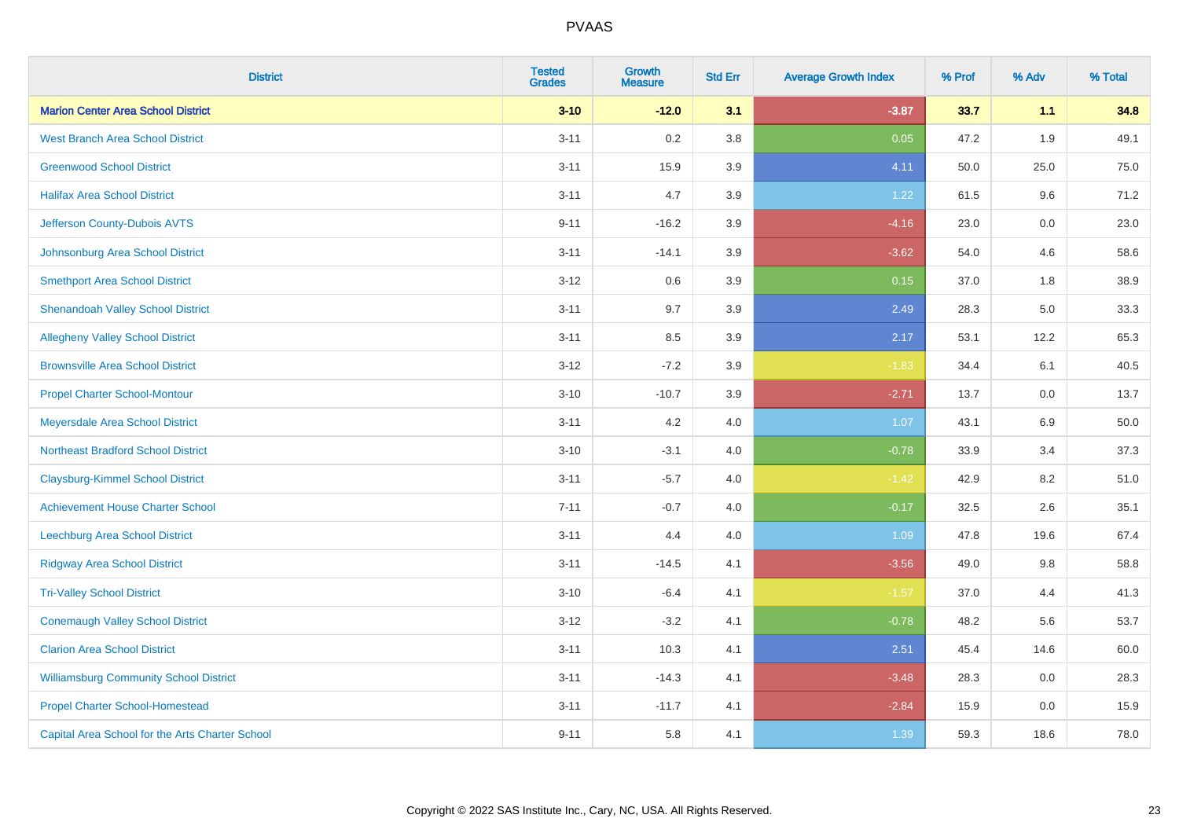# PVAAS

| District | Tested Grades | Growth Measure | Std Err | Average Growth Index | % Prof | % Adv | % Total |
|---|---|---|---|---|---|---|---|
| **Marion Center Area School District** | **3-10** | **-12.0** | **3.1** | **-3.87** | **33.7** | **1.1** | **34.8** |
| West Branch Area School District | 3-11 | 0.2 | 3.8 | 0.05 | 47.2 | 1.9 | 49.1 |
| Greenwood School District | 3-11 | 15.9 | 3.9 | 4.11 | 50.0 | 25.0 | 75.0 |
| Halifax Area School District | 3-11 | 4.7 | 3.9 | 1.22 | 61.5 | 9.6 | 71.2 |
| Jefferson County-Dubois AVTS | 9-11 | -16.2 | 3.9 | -4.16 | 23.0 | 0.0 | 23.0 |
| Johnsonburg Area School District | 3-11 | -14.1 | 3.9 | -3.62 | 54.0 | 4.6 | 58.6 |
| Smethport Area School District | 3-12 | 0.6 | 3.9 | 0.15 | 37.0 | 1.8 | 38.9 |
| Shenandoah Valley School District | 3-11 | 9.7 | 3.9 | 2.49 | 28.3 | 5.0 | 33.3 |
| Allegheny Valley School District | 3-11 | 8.5 | 3.9 | 2.17 | 53.1 | 12.2 | 65.3 |
| Brownsville Area School District | 3-12 | -7.2 | 3.9 | -1.83 | 34.4 | 6.1 | 40.5 |
| Propel Charter School-Montour | 3-10 | -10.7 | 3.9 | -2.71 | 13.7 | 0.0 | 13.7 |
| Meyersdale Area School District | 3-11 | 4.2 | 4.0 | 1.07 | 43.1 | 6.9 | 50.0 |
| Northeast Bradford School District | 3-10 | -3.1 | 4.0 | -0.78 | 33.9 | 3.4 | 37.3 |
| Claysburg-Kimmel School District | 3-11 | -5.7 | 4.0 | -1.42 | 42.9 | 8.2 | 51.0 |
| Achievement House Charter School | 7-11 | -0.7 | 4.0 | -0.17 | 32.5 | 2.6 | 35.1 |
| Leechburg Area School District | 3-11 | 4.4 | 4.0 | 1.09 | 47.8 | 19.6 | 67.4 |
| Ridgway Area School District | 3-11 | -14.5 | 4.1 | -3.56 | 49.0 | 9.8 | 58.8 |
| Tri-Valley School District | 3-10 | -6.4 | 4.1 | -1.57 | 37.0 | 4.4 | 41.3 |
| Conemaugh Valley School District | 3-12 | -3.2 | 4.1 | -0.78 | 48.2 | 5.6 | 53.7 |
| Clarion Area School District | 3-11 | 10.3 | 4.1 | 2.51 | 45.4 | 14.6 | 60.0 |
| Williamsburg Community School District | 3-11 | -14.3 | 4.1 | -3.48 | 28.3 | 0.0 | 28.3 |
| Propel Charter School-Homestead | 3-11 | -11.7 | 4.1 | -2.84 | 15.9 | 0.0 | 15.9 |
| Capital Area School for the Arts Charter School | 9-11 | 5.8 | 4.1 | 1.39 | 59.3 | 18.6 | 78.0 |

Copyright © 2022 SAS Institute Inc., Cary, NC, USA. All Rights Reserved.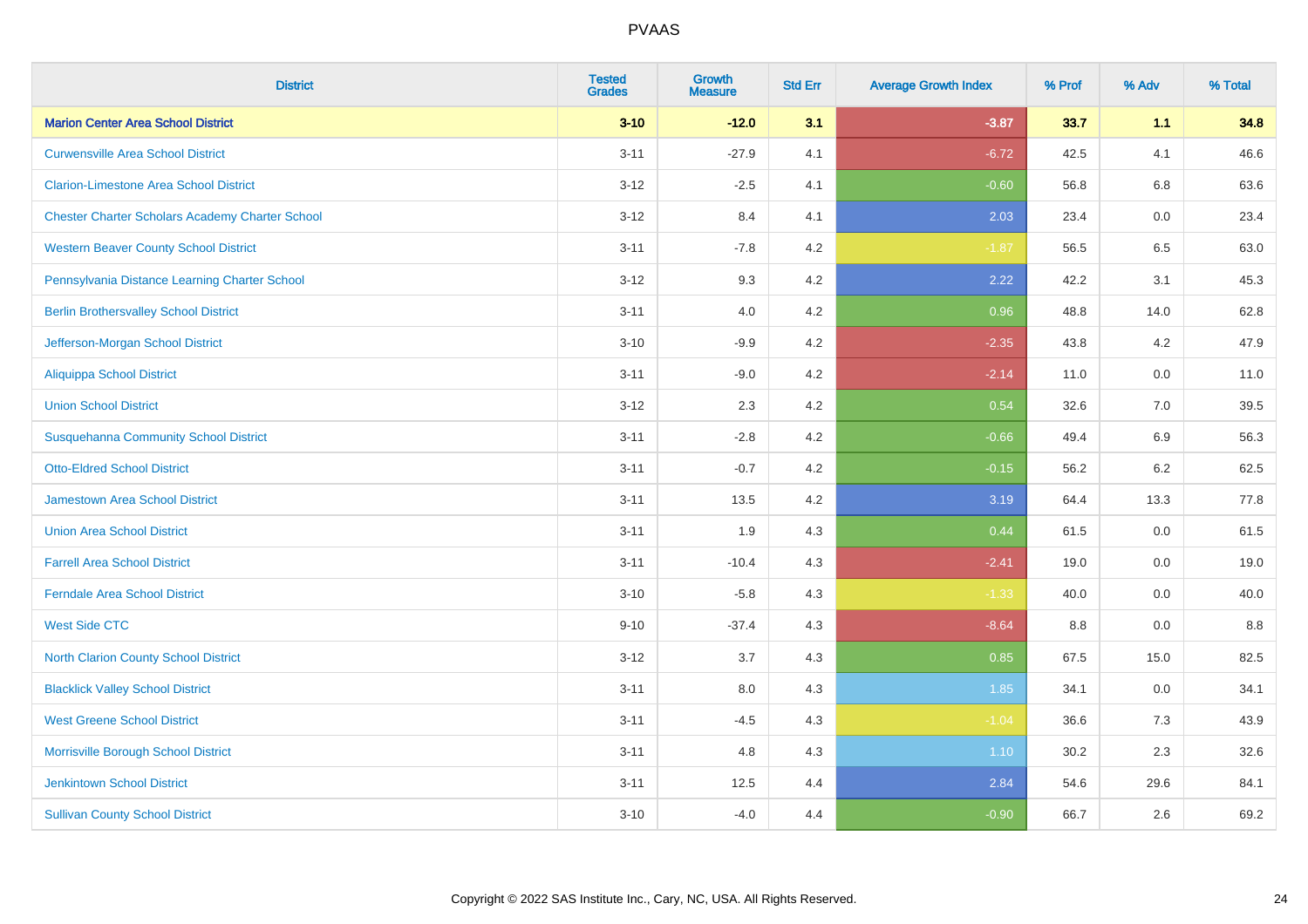# PVAAS

| District | Tested Grades | Growth Measure | Std Err | Average Growth Index | % Prof | % Adv | % Total |
|---|---|---|---|---|---|---|---|
| **Marion Center Area School District** | **3-10** | **-12.0** | **3.1** | **-3.87** | **33.7** | **1.1** | **34.8** |
| Curwensville Area School District | 3-11 | -27.9 | 4.1 | -6.72 | 42.5 | 4.1 | 46.6 |
| Clarion-Limestone Area School District | 3-12 | -2.5 | 4.1 | -0.60 | 56.8 | 6.8 | 63.6 |
| Chester Charter Scholars Academy Charter School | 3-12 | 8.4 | 4.1 | 2.03 | 23.4 | 0.0 | 23.4 |
| Western Beaver County School District | 3-11 | -7.8 | 4.2 | -1.87 | 56.5 | 6.5 | 63.0 |
| Pennsylvania Distance Learning Charter School | 3-12 | 9.3 | 4.2 | 2.22 | 42.2 | 3.1 | 45.3 |
| Berlin Brothersvalley School District | 3-11 | 4.0 | 4.2 | 0.96 | 48.8 | 14.0 | 62.8 |
| Jefferson-Morgan School District | 3-10 | -9.9 | 4.2 | -2.35 | 43.8 | 4.2 | 47.9 |
| Aliquippa School District | 3-11 | -9.0 | 4.2 | -2.14 | 11.0 | 0.0 | 11.0 |
| Union School District | 3-12 | 2.3 | 4.2 | 0.54 | 32.6 | 7.0 | 39.5 |
| Susquehanna Community School District | 3-11 | -2.8 | 4.2 | -0.66 | 49.4 | 6.9 | 56.3 |
| Otto-Eldred School District | 3-11 | -0.7 | 4.2 | -0.15 | 56.2 | 6.2 | 62.5 |
| Jamestown Area School District | 3-11 | 13.5 | 4.2 | 3.19 | 64.4 | 13.3 | 77.8 |
| Union Area School District | 3-11 | 1.9 | 4.3 | 0.44 | 61.5 | 0.0 | 61.5 |
| Farrell Area School District | 3-11 | -10.4 | 4.3 | -2.41 | 19.0 | 0.0 | 19.0 |
| Ferndale Area School District | 3-10 | -5.8 | 4.3 | -1.33 | 40.0 | 0.0 | 40.0 |
| West Side CTC | 9-10 | -37.4 | 4.3 | -8.64 | 8.8 | 0.0 | 8.8 |
| North Clarion County School District | 3-12 | 3.7 | 4.3 | 0.85 | 67.5 | 15.0 | 82.5 |
| Blacklick Valley School District | 3-11 | 8.0 | 4.3 | 1.85 | 34.1 | 0.0 | 34.1 |
| West Greene School District | 3-11 | -4.5 | 4.3 | -1.04 | 36.6 | 7.3 | 43.9 |
| Morrisville Borough School District | 3-11 | 4.8 | 4.3 | 1.10 | 30.2 | 2.3 | 32.6 |
| Jenkintown School District | 3-11 | 12.5 | 4.4 | 2.84 | 54.6 | 29.6 | 84.1 |
| Sullivan County School District | 3-10 | -4.0 | 4.4 | -0.90 | 66.7 | 2.6 | 69.2 |

Copyright © 2022 SAS Institute Inc., Cary, NC, USA. All Rights Reserved.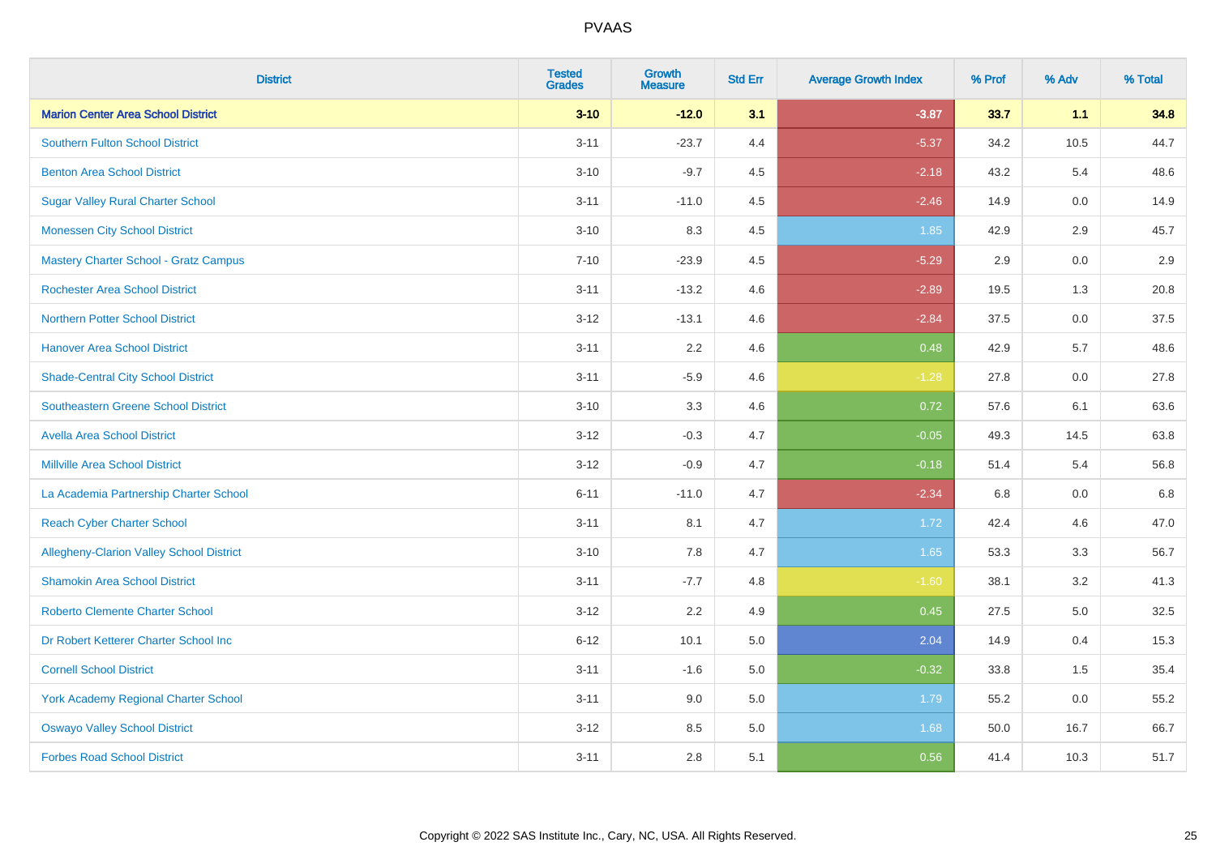# PVAAS

| District | Tested Grades | Growth Measure | Std Err | Average Growth Index | % Prof | % Adv | % Total |
|---|---|---|---|---|---|---|---|
| **Marion Center Area School District** | **3-10** | **-12.0** | **3.1** | **-3.87** | **33.7** | **1.1** | **34.8** |
| Southern Fulton School District | 3-11 | -23.7 | 4.4 | -5.37 | 34.2 | 10.5 | 44.7 |
| Benton Area School District | 3-10 | -9.7 | 4.5 | -2.18 | 43.2 | 5.4 | 48.6 |
| Sugar Valley Rural Charter School | 3-11 | -11.0 | 4.5 | -2.46 | 14.9 | 0.0 | 14.9 |
| Monessen City School District | 3-10 | 8.3 | 4.5 | 1.85 | 42.9 | 2.9 | 45.7 |
| Mastery Charter School - Gratz Campus | 7-10 | -23.9 | 4.5 | -5.29 | 2.9 | 0.0 | 2.9 |
| Rochester Area School District | 3-11 | -13.2 | 4.6 | -2.89 | 19.5 | 1.3 | 20.8 |
| Northern Potter School District | 3-12 | -13.1 | 4.6 | -2.84 | 37.5 | 0.0 | 37.5 |
| Hanover Area School District | 3-11 | 2.2 | 4.6 | 0.48 | 42.9 | 5.7 | 48.6 |
| Shade-Central City School District | 3-11 | -5.9 | 4.6 | -1.28 | 27.8 | 0.0 | 27.8 |
| Southeastern Greene School District | 3-10 | 3.3 | 4.6 | 0.72 | 57.6 | 6.1 | 63.6 |
| Avella Area School District | 3-12 | -0.3 | 4.7 | -0.05 | 49.3 | 14.5 | 63.8 |
| Millville Area School District | 3-12 | -0.9 | 4.7 | -0.18 | 51.4 | 5.4 | 56.8 |
| La Academia Partnership Charter School | 6-11 | -11.0 | 4.7 | -2.34 | 6.8 | 0.0 | 6.8 |
| Reach Cyber Charter School | 3-11 | 8.1 | 4.7 | 1.72 | 42.4 | 4.6 | 47.0 |
| Allegheny-Clarion Valley School District | 3-10 | 7.8 | 4.7 | 1.65 | 53.3 | 3.3 | 56.7 |
| Shamokin Area School District | 3-11 | -7.7 | 4.8 | -1.60 | 38.1 | 3.2 | 41.3 |
| Roberto Clemente Charter School | 3-12 | 2.2 | 4.9 | 0.45 | 27.5 | 5.0 | 32.5 |
| Dr Robert Ketterer Charter School Inc | 6-12 | 10.1 | 5.0 | 2.04 | 14.9 | 0.4 | 15.3 |
| Cornell School District | 3-11 | -1.6 | 5.0 | -0.32 | 33.8 | 1.5 | 35.4 |
| York Academy Regional Charter School | 3-11 | 9.0 | 5.0 | 1.79 | 55.2 | 0.0 | 55.2 |
| Oswayo Valley School District | 3-12 | 8.5 | 5.0 | 1.68 | 50.0 | 16.7 | 66.7 |
| Forbes Road School District | 3-11 | 2.8 | 5.1 | 0.56 | 41.4 | 10.3 | 51.7 |

Copyright © 2022 SAS Institute Inc., Cary, NC, USA. All Rights Reserved.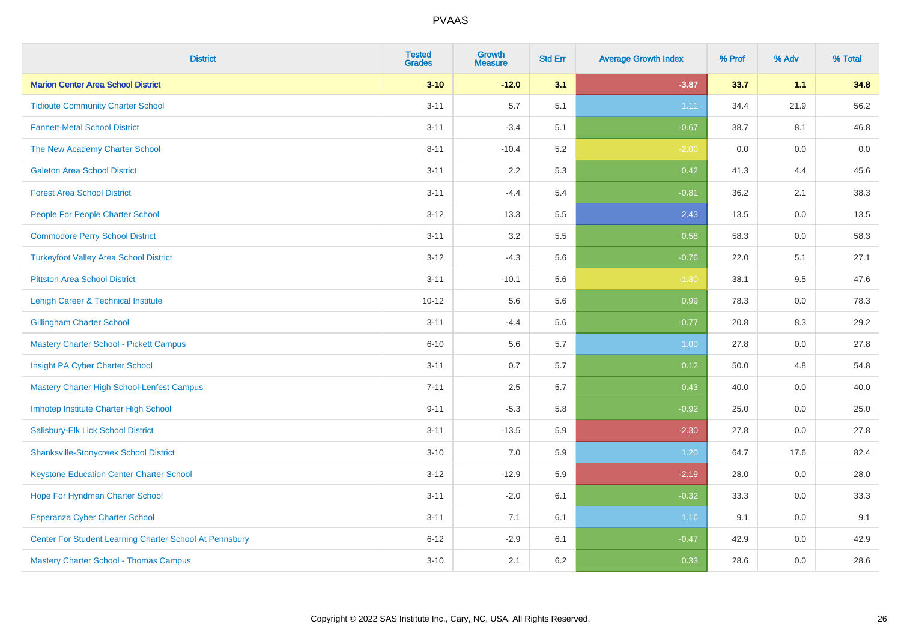| District | Tested Grades | Growth Measure | Std Err | Average Growth Index | % Prof | % Adv | % Total |
|---|---|---|---|---|---|---|---|
| **Marion Center Area School District** | **3-10** | **-12.0** | **3.1** | **-3.87** | **33.7** | **1.1** | **34.8** |
| Tidioute Community Charter School | 3-11 | 5.7 | 5.1 | 1.11 | 34.4 | 21.9 | 56.2 |
| Fannett-Metal School District | 3-11 | -3.4 | 5.1 | -0.67 | 38.7 | 8.1 | 46.8 |
| The New Academy Charter School | 8-11 | -10.4 | 5.2 | -2.00 | 0.0 | 0.0 | 0.0 |
| Galeton Area School District | 3-11 | 2.2 | 5.3 | 0.42 | 41.3 | 4.4 | 45.6 |
| Forest Area School District | 3-11 | -4.4 | 5.4 | -0.81 | 36.2 | 2.1 | 38.3 |
| People For People Charter School | 3-12 | 13.3 | 5.5 | 2.43 | 13.5 | 0.0 | 13.5 |
| Commodore Perry School District | 3-11 | 3.2 | 5.5 | 0.58 | 58.3 | 0.0 | 58.3 |
| Turkeyfoot Valley Area School District | 3-12 | -4.3 | 5.6 | -0.76 | 22.0 | 5.1 | 27.1 |
| Pittston Area School District | 3-11 | -10.1 | 5.6 | -1.80 | 38.1 | 9.5 | 47.6 |
| Lehigh Career & Technical Institute | 10-12 | 5.6 | 5.6 | 0.99 | 78.3 | 0.0 | 78.3 |
| Gillingham Charter School | 3-11 | -4.4 | 5.6 | -0.77 | 20.8 | 8.3 | 29.2 |
| Mastery Charter School - Pickett Campus | 6-10 | 5.6 | 5.7 | 1.00 | 27.8 | 0.0 | 27.8 |
| Insight PA Cyber Charter School | 3-11 | 0.7 | 5.7 | 0.12 | 50.0 | 4.8 | 54.8 |
| Mastery Charter High School-Lenfest Campus | 7-11 | 2.5 | 5.7 | 0.43 | 40.0 | 0.0 | 40.0 |
| Imhotep Institute Charter High School | 9-11 | -5.3 | 5.8 | -0.92 | 25.0 | 0.0 | 25.0 |
| Salisbury-Elk Lick School District | 3-11 | -13.5 | 5.9 | -2.30 | 27.8 | 0.0 | 27.8 |
| Shanksville-Stonycreek School District | 3-10 | 7.0 | 5.9 | 1.20 | 64.7 | 17.6 | 82.4 |
| Keystone Education Center Charter School | 3-12 | -12.9 | 5.9 | -2.19 | 28.0 | 0.0 | 28.0 |
| Hope For Hyndman Charter School | 3-11 | -2.0 | 6.1 | -0.32 | 33.3 | 0.0 | 33.3 |
| Esperanza Cyber Charter School | 3-11 | 7.1 | 6.1 | 1.16 | 9.1 | 0.0 | 9.1 |
| Center For Student Learning Charter School At Pennsbury | 6-12 | -2.9 | 6.1 | -0.47 | 42.9 | 0.0 | 42.9 |
| Mastery Charter School - Thomas Campus | 3-10 | 2.1 | 6.2 | 0.33 | 28.6 | 0.0 | 28.6 |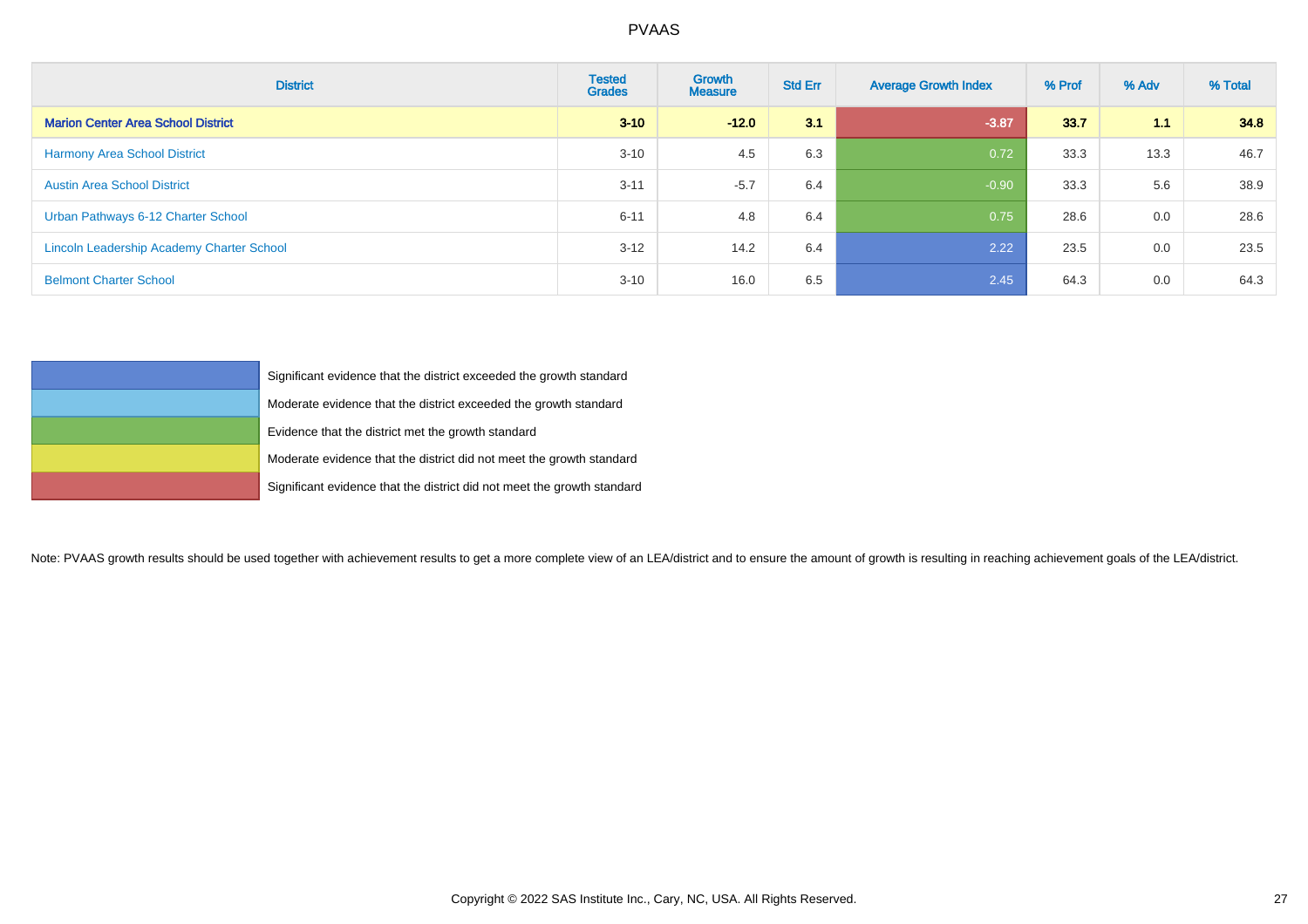PVAAS

| District | Tested Grades | Growth Measure | Std Err | Average Growth Index | % Prof | % Adv | % Total |
|---|---|---|---|---|---|---|---|
| **Marion Center Area School District** | **3-10** | **-12.0** | **3.1** | **-3.87** | **33.7** | **1.1** | **34.8** |
| Harmony Area School District | 3-10 | 4.5 | 6.3 | 0.72 | 33.3 | 13.3 | 46.7 |
| Austin Area School District | 3-11 | -5.7 | 6.4 | -0.90 | 33.3 | 5.6 | 38.9 |
| Urban Pathways 6-12 Charter School | 6-11 | 4.8 | 6.4 | 0.75 | 28.6 | 0.0 | 28.6 |
| Lincoln Leadership Academy Charter School | 3-12 | 14.2 | 6.4 | 2.22 | 23.5 | 0.0 | 23.5 |
| Belmont Charter School | 3-10 | 16.0 | 6.5 | 2.45 | 64.3 | 0.0 | 64.3 |

Significant evidence that the district exceeded the growth standard

Moderate evidence that the district exceeded the growth standard

Evidence that the district met the growth standard

Moderate evidence that the district did not meet the growth standard

Significant evidence that the district did not meet the growth standard

Note: PVAAS growth results should be used together with achievement results to get a more complete view of an LEA/district and to ensure the amount of growth is resulting in reaching achievement goals of the LEA/district.

Copyright © 2022 SAS Institute Inc., Cary, NC, USA. All Rights Reserved.